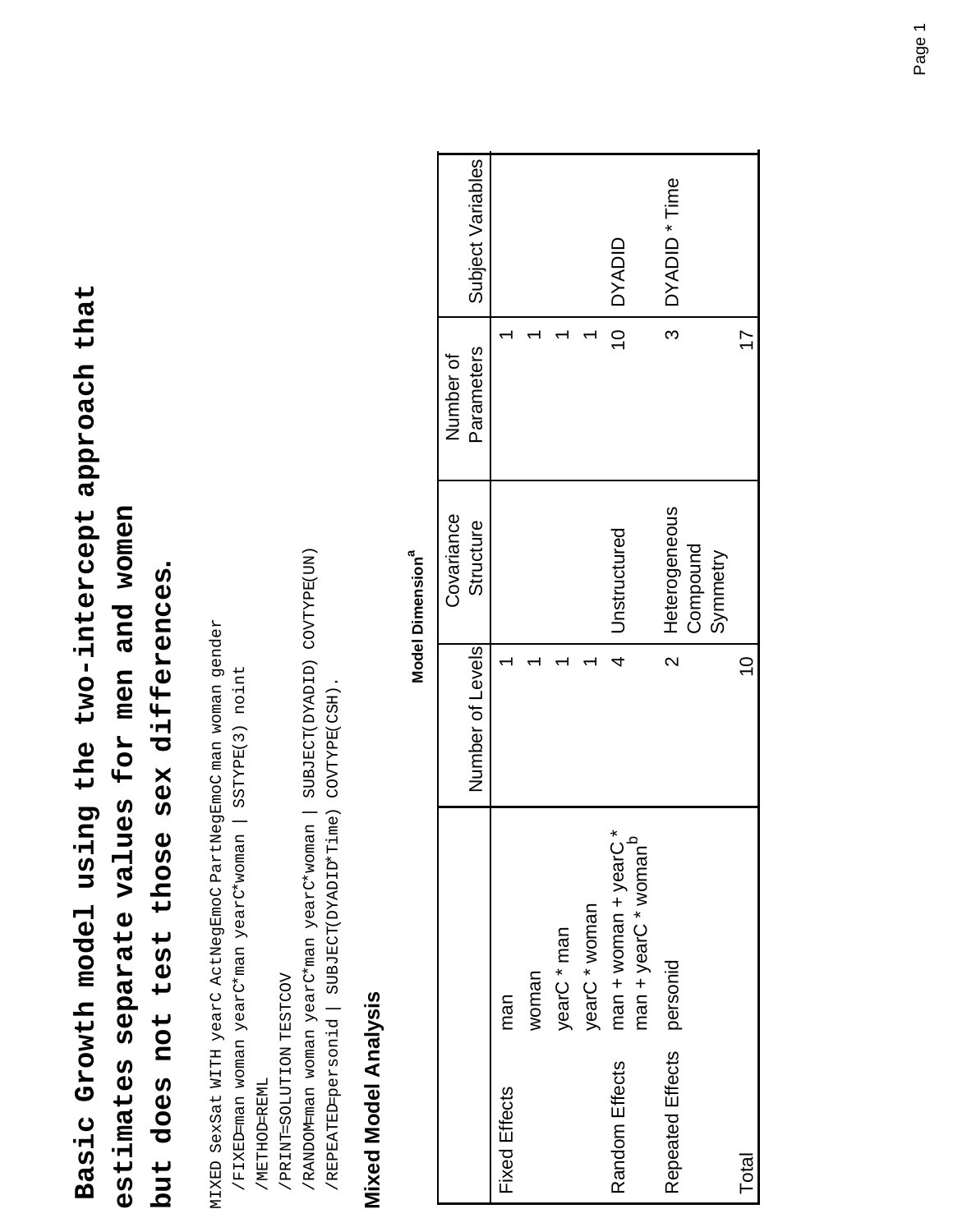# Basic Growth model using the two-intercept approach that estimates separate values for men and women but does not test those sex differences.

```
MIXED SexSat WITH yearC ActNegEmoC PartNegEmoC man woman gender
  /FIXED=man woman yearC*man yearC*woman | SSTYPE(3) noint
  /METHOD=REML
  /PRINT=SOLUTION TESTCOV
  /RANDOM=man woman yearC*man yearC*woman | SUBJECT(DYADID) COVTYPE(UN)
  /REPEATED=personid | SUBJECT(DYADID*Time) COVTYPE(CSH).
```

## Mixed Model Analysis

**Model Dimension[a]**

| | | Number of Levels | Covariance Structure | Number of Parameters | Subject Variables |
|---|---|---|---|---|---|
| Fixed Effects | man | 1 | | 1 | |
| | woman | 1 | | 1 | |
| | yearC * man | 1 | | 1 | |
| | yearC * woman | 1 | | 1 | |
| Random Effects | man + woman + yearC * man + yearC * woman[b] | 4 | Unstructured | 10 | DYADID |
| Repeated Effects | personid | 2 | Heterogeneous Compound Symmetry | 3 | DYADID * Time |
| Total | | 10 | | 17 | |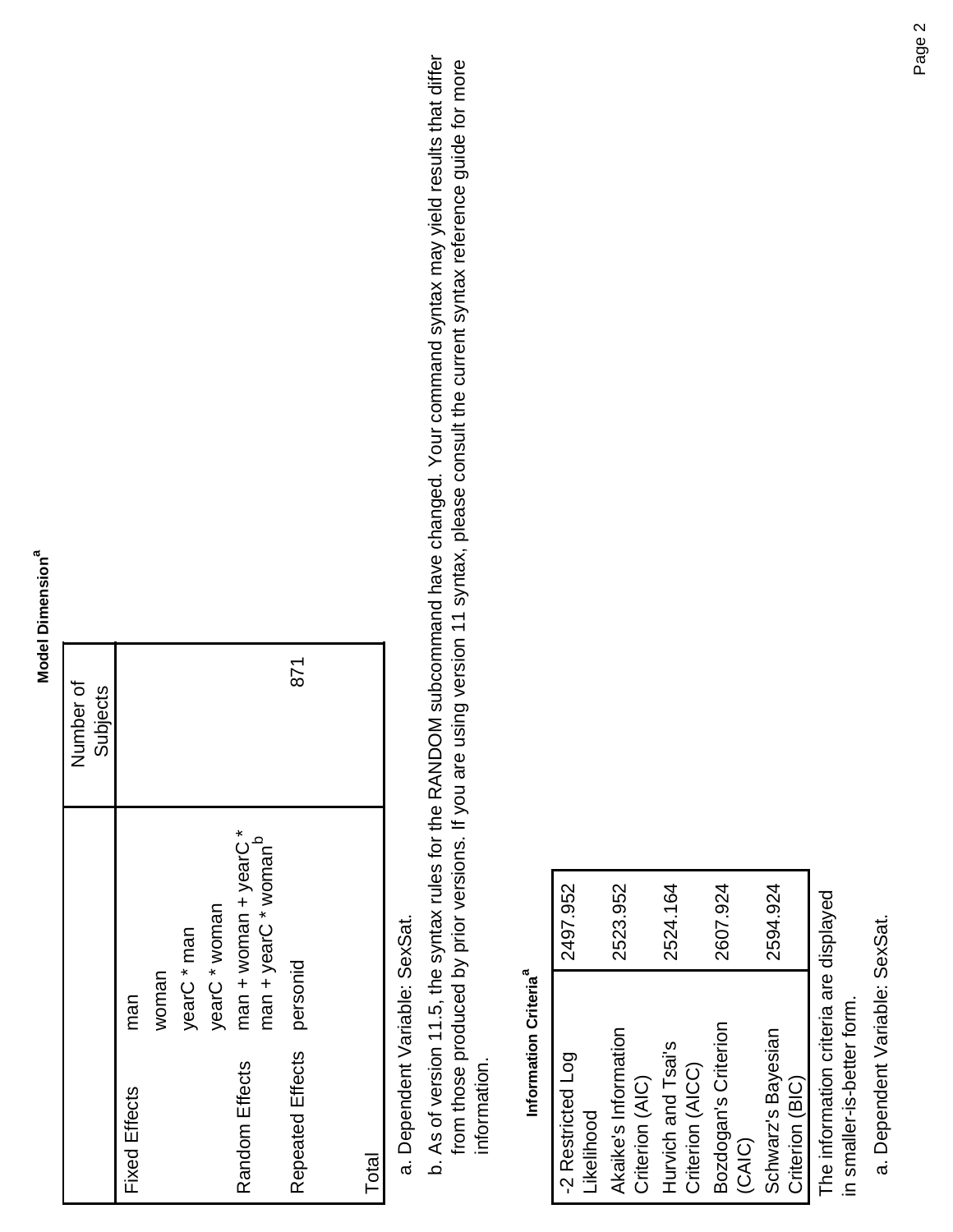**Model Dimension[a]**

| | | Number of Subjects |
|---|---|---|
| Fixed Effects | man | |
| | woman | |
| | yearC * man | |
| | yearC * woman | |
| Random Effects | man + woman + yearC * man + yearC * woman[b] | |
| Repeated Effects | personid | 871 |
| Total | | |

a. Dependent Variable: SexSat.

b. As of version 11.5, the syntax rules for the RANDOM subcommand have changed. Your command syntax may yield results that differ from those produced by prior versions. If you are using version 11 syntax, please consult the current syntax reference guide for more information.

**Information Criteria[a]**

| | |
|---|---|
| -2 Restricted Log Likelihood | 2497.952 |
| Akaike's Information Criterion (AIC) | 2523.952 |
| Hurvich and Tsai's Criterion (AICC) | 2524.164 |
| Bozdogan's Criterion (CAIC) | 2607.924 |
| Schwarz's Bayesian Criterion (BIC) | 2594.924 |

The information criteria are displayed in smaller-is-better form.

a. Dependent Variable: SexSat.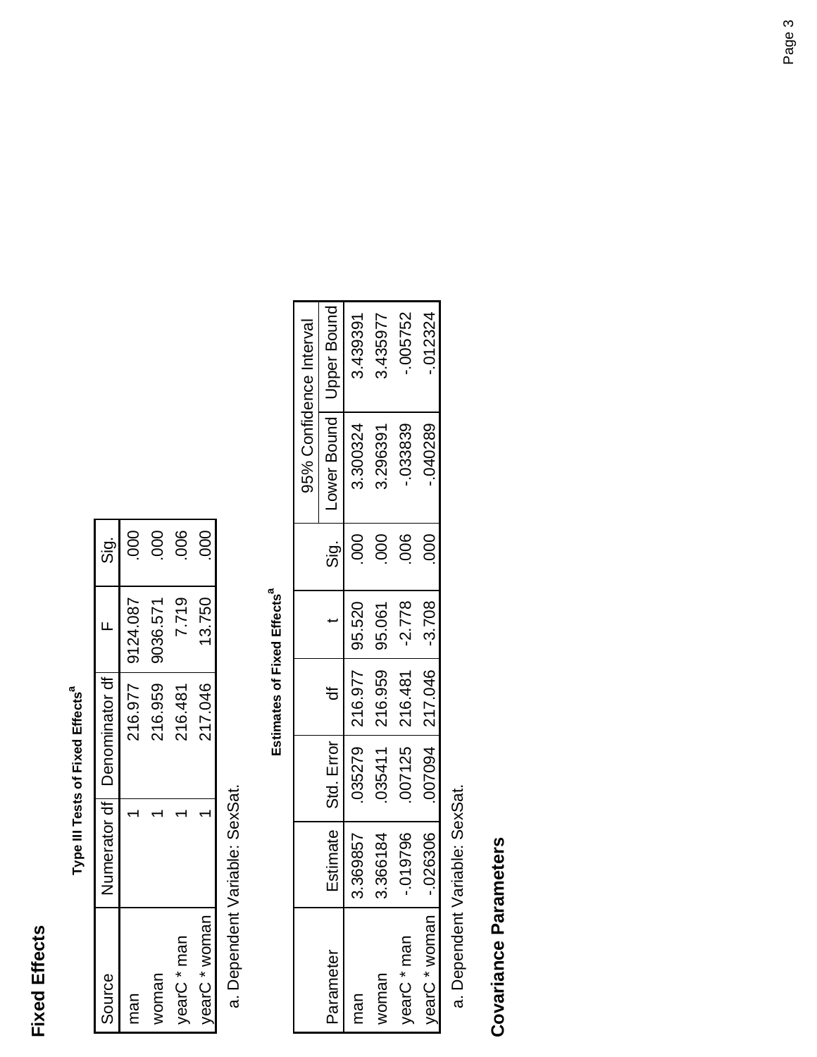# Fixed Effects

**Type III Tests of Fixed Effects[a]**

| Source | Numerator df | Denominator df | F | Sig. |
|---|---|---|---|---|
| man | 1 | 216.977 | 9124.087 | .000 |
| woman | 1 | 216.959 | 9036.571 | .000 |
| yearC * man | 1 | 216.481 | 7.719 | .006 |
| yearC * woman | 1 | 217.046 | 13.750 | .000 |

a. Dependent Variable: SexSat.

**Estimates of Fixed Effects[a]**

| Parameter | Estimate | Std. Error | df | t | Sig. | 95% Confidence Interval | |
|---|---|---|---|---|---|---|---|
| | | | | | | Lower Bound | Upper Bound |
| man | 3.369857 | .035279 | 216.977 | 95.520 | .000 | 3.300324 | 3.439391 |
| woman | 3.366184 | .035411 | 216.959 | 95.061 | .000 | 3.296391 | 3.435977 |
| yearC * man | -.019796 | .007125 | 216.481 | -2.778 | .006 | -.033839 | -.005752 |
| yearC * woman | -.026306 | .007094 | 217.046 | -3.708 | .000 | -.040289 | -.012324 |

a. Dependent Variable: SexSat.

# Covariance Parameters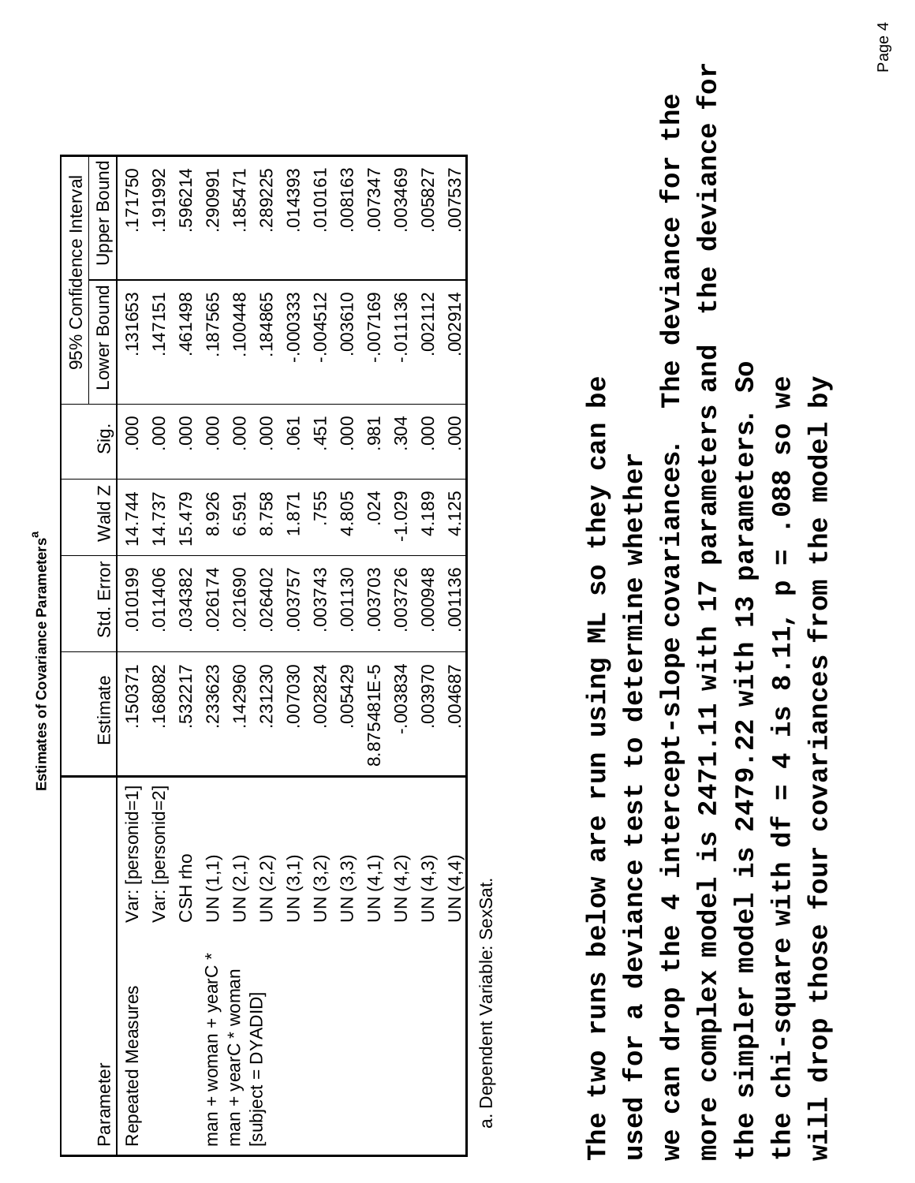**Estimates of Covariance Parameters[a]**

| Parameter | | Estimate | Std. Error | Wald Z | Sig. | 95% Confidence Interval | |
|---|---|---|---|---|---|---|---|
| | | | | | | Lower Bound | Upper Bound |
| Repeated Measures | Var: [personid=1] | .150371 | .010199 | 14.744 | .000 | .131653 | .171750 |
| | Var: [personid=2] | .168082 | .011406 | 14.737 | .000 | .147151 | .191992 |
| | CSH rho | .532217 | .034382 | 15.479 | .000 | .461498 | .596214 |
| man + woman + yearC * man + yearC * woman [subject = DYADID] | UN (1,1) | .233623 | .026174 | 8.926 | .000 | .187565 | .290991 |
| | UN (2,1) | .142960 | .021690 | 6.591 | .000 | .100448 | .185471 |
| | UN (2,2) | .231230 | .026402 | 8.758 | .000 | .184865 | .289225 |
| | UN (3,1) | .007030 | .003757 | 1.871 | .061 | -.000333 | .014393 |
| | UN (3,2) | .002824 | .003743 | .755 | .451 | -.004512 | .010161 |
| | UN (3,3) | .005429 | .001130 | 4.805 | .000 | .003610 | .008163 |
| | UN (4,1) | 8.87548E-5 | .003703 | .024 | .981 | -.007169 | .007347 |
| | UN (4,2) | -.003834 | .003726 | -1.029 | .304 | -.011136 | .003469 |
| | UN (4,3) | .003970 | .000948 | 4.189 | .000 | .002112 | .005827 |
| | UN (4,4) | .004687 | .001136 | 4.125 | .000 | .002914 | .007537 |

a. Dependent Variable: SexSat.

**The two runs below are run using ML so they can be used for a deviance test to determine whether we can drop the 4 intercept-slope covariances. The deviance for the more complex model is 2471.11 with 17 parameters and the deviance for the simpler model is 2479.22 with 13 parameters. So the chi-square with df = 4 is 8.11, p = .088 so we will drop those four covariances from the model by**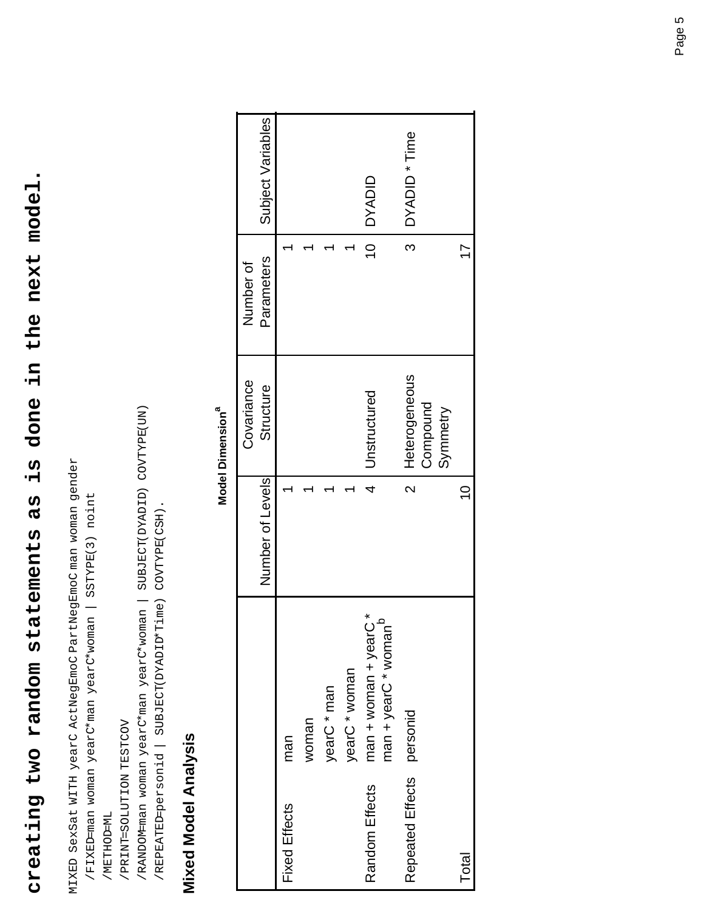**creating two random statements as is done in the next model.**

```
MIXED SexSat WITH yearC ActNegEmoC PartNegEmoC man woman gender
  /FIXED=man woman yearC*man yearC*woman | SSTYPE(3) noint
  /METHOD=ML
  /PRINT=SOLUTION TESTCOV
  /RANDOM=man woman yearC*man yearC*woman | SUBJECT(DYADID) COVTYPE(UN)
  /REPEATED=personid | SUBJECT(DYADID*Time) COVTYPE(CSH).
```

## Mixed Model Analysis

**Model Dimension[a]**

| | | Number of Levels | Covariance Structure | Number of Parameters | Subject Variables |
|---|---|---|---|---|---|
| Fixed Effects | man | 1 | | 1 | |
| | woman | 1 | | 1 | |
| | yearC * man | 1 | | 1 | |
| | yearC * woman | 1 | | 1 | |
| Random Effects | man + woman + yearC * man + yearC * woman[b] | 4 | Unstructured | 10 | DYADID |
| Repeated Effects | personid | 2 | Heterogeneous Compound Symmetry | 3 | DYADID * Time |
| Total | | 10 | | 17 | |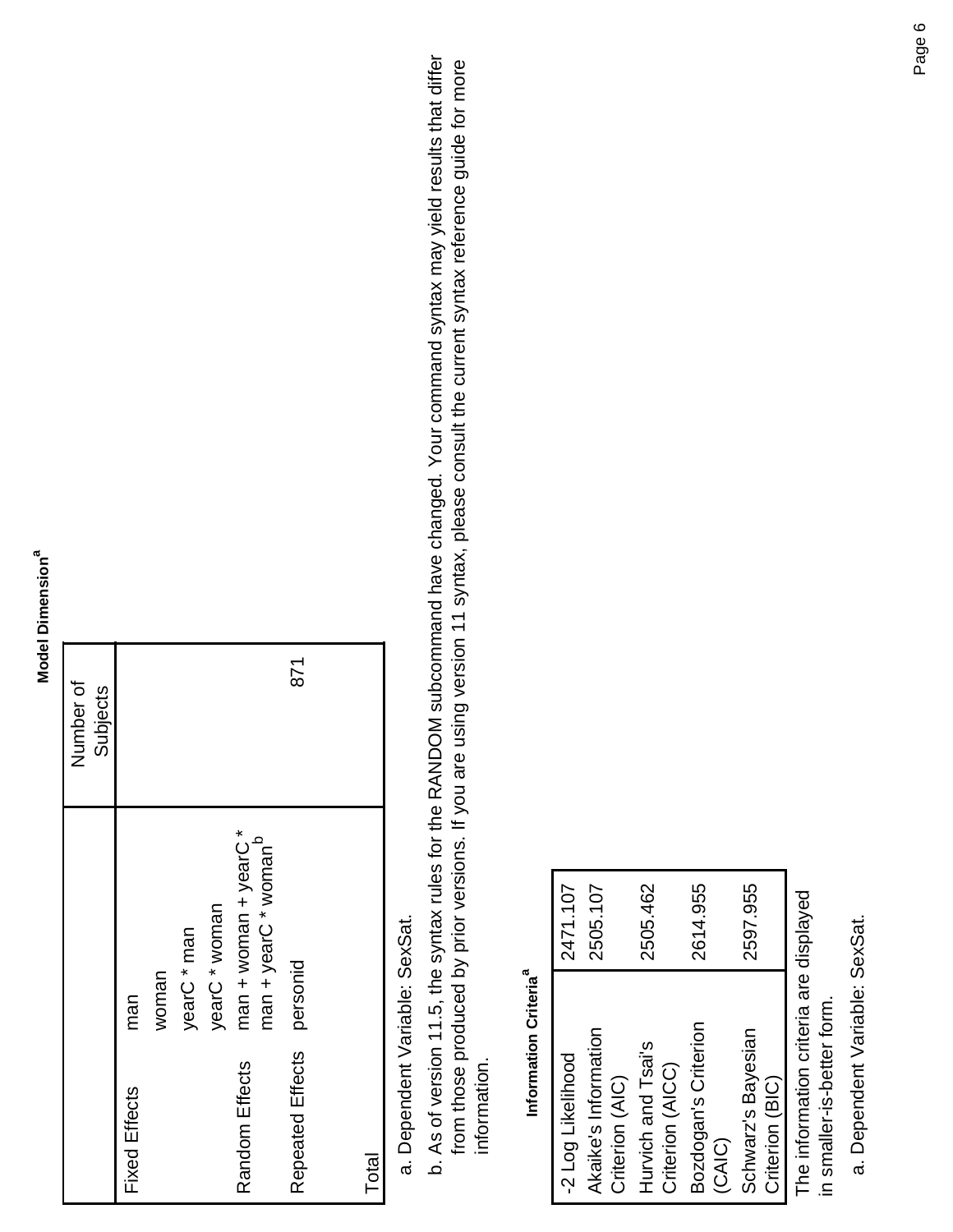**Model Dimension[a]**

| | | Number of Subjects |
|---|---|---|
| Fixed Effects | man | |
| | woman | |
| | yearC * man | |
| | yearC * woman | |
| Random Effects | man + woman + yearC * man + yearC * woman[b] | |
| Repeated Effects | personid | 871 |
| Total | | |

a. Dependent Variable: SexSat.

b. As of version 11.5, the syntax rules for the RANDOM subcommand have changed. Your command syntax may yield results that differ from those produced by prior versions. If you are using version 11 syntax, please consult the current syntax reference guide for more information.

**Information Criteria[a]**

| | |
|---|---|
| -2 Log Likelihood | 2471.107 |
| Akaike's Information Criterion (AIC) | 2505.107 |
| Hurvich and Tsai's Criterion (AICC) | 2505.462 |
| Bozdogan's Criterion (CAIC) | 2614.955 |
| Schwarz's Bayesian Criterion (BIC) | 2597.955 |

The information criteria are displayed in smaller-is-better form.

a. Dependent Variable: SexSat.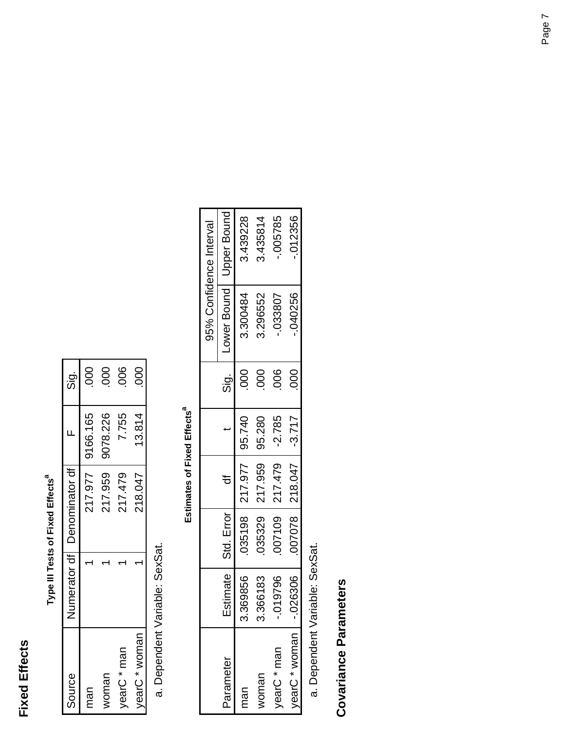## Fixed Effects

**Type III Tests of Fixed Effects[a]**

| Source | Numerator df | Denominator df | F | Sig. |
|---|---|---|---|---|
| man | 1 | 217.977 | 9166.165 | .000 |
| woman | 1 | 217.959 | 9078.226 | .000 |
| yearC * man | 1 | 217.479 | 7.755 | .006 |
| yearC * woman | 1 | 218.047 | 13.814 | .000 |

a. Dependent Variable: SexSat.

**Estimates of Fixed Effects[a]**

| Parameter | Estimate | Std. Error | df | t | Sig. | 95% Confidence Interval | |
|---|---|---|---|---|---|---|---|
| | | | | | | Lower Bound | Upper Bound |
| man | 3.369856 | .035198 | 217.977 | 95.740 | .000 | 3.300484 | 3.439228 |
| woman | 3.366183 | .035329 | 217.959 | 95.280 | .000 | 3.296552 | 3.435814 |
| yearC * man | -.019796 | .007109 | 217.479 | -2.785 | .006 | -.033807 | -.005785 |
| yearC * woman | -.026306 | .007078 | 218.047 | -3.717 | .000 | -.040256 | -.012356 |

a. Dependent Variable: SexSat.

## Covariance Parameters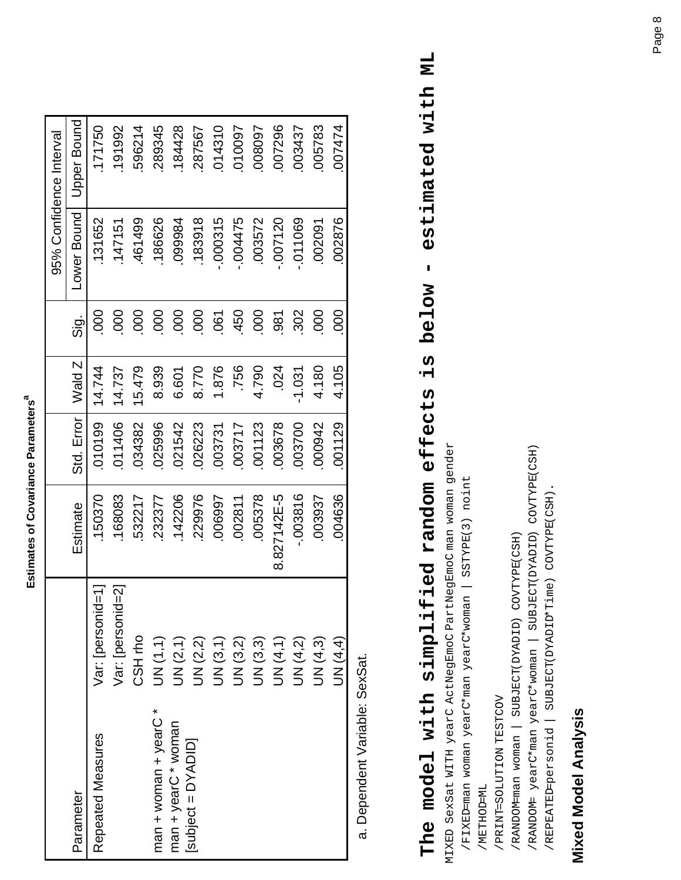**Estimates of Covariance Parameters[a]**

| Parameter | | Estimate | Std. Error | Wald Z | Sig. | 95% Confidence Interval | |
|---|---|---|---|---|---|---|---|
| | | | | | | Lower Bound | Upper Bound |
| Repeated Measures | Var: [personid=1] | .150370 | .010199 | 14.744 | .000 | .131652 | .171750 |
| | Var: [personid=2] | .168083 | .011406 | 14.737 | .000 | .147151 | .191992 |
| | CSH rho | .532217 | .034382 | 15.479 | .000 | .461499 | .596214 |
| man + woman + yearC * man + yearC * woman [subject = DYADID] | UN (1,1) | .232377 | .025996 | 8.939 | .000 | .186626 | .289345 |
| | UN (2,1) | .142206 | .021542 | 6.601 | .000 | .099984 | .184428 |
| | UN (2,2) | .229976 | .026223 | 8.770 | .000 | .183918 | .287567 |
| | UN (3,1) | .006997 | .003731 | 1.876 | .061 | -.000315 | .014310 |
| | UN (3,2) | .002811 | .003717 | .756 | .450 | -.004475 | .010097 |
| | UN (3,3) | .005378 | .001123 | 4.790 | .000 | .003572 | .008097 |
| | UN (4,1) | 8.827142E-5 | .003678 | .024 | .981 | -.007120 | .007296 |
| | UN (4,2) | -.003816 | .003700 | -1.031 | .302 | -.011069 | .003437 |
| | UN (4,3) | .003937 | .000942 | 4.180 | .000 | .002091 | .005783 |
| | UN (4,4) | .004636 | .001129 | 4.105 | .000 | .002876 | .007474 |

a. Dependent Variable: SexSat.

## The model with simplified random effects is below - estimated with ML

```
MIXED SexSat WITH yearC ActNegEmoC PartNegEmoC man woman gender
  /FIXED=man woman yearC*man yearC*woman | SSTYPE(3) noint
  /METHOD=ML
  /PRINT=SOLUTION TESTCOV
  /RANDOM=man woman | SUBJECT(DYADID) COVTYPE(CSH)
  /RANDOM= yearC*man yearC*woman | SUBJECT(DYADID) COVTYPE(CSH)
  /REPEATED=personid | SUBJECT(DYADID*Time) COVTYPE(CSH).
```

**Mixed Model Analysis**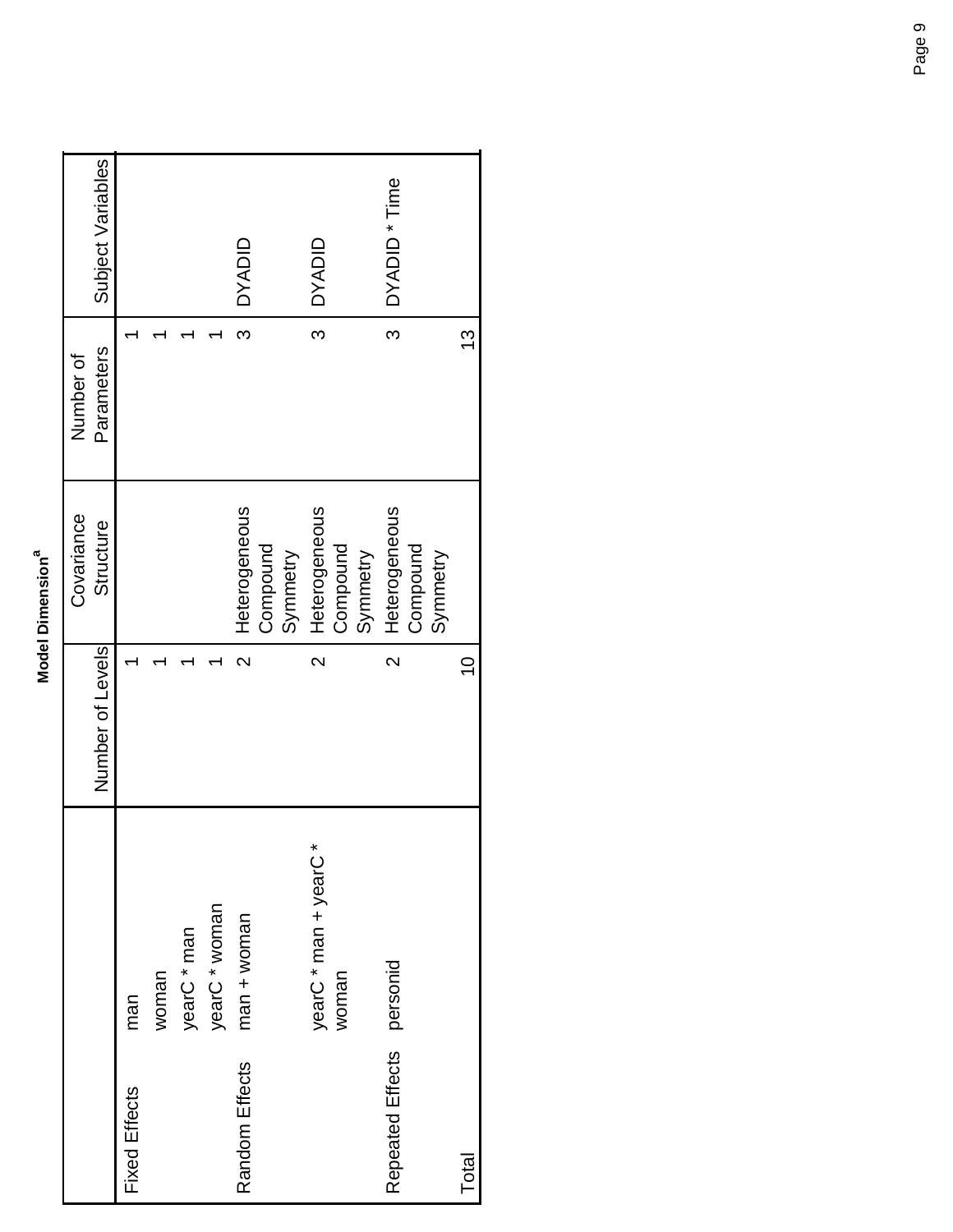**Model Dimension[a]**

| | | Number of Levels | Covariance Structure | Number of Parameters | Subject Variables |
|---|---|---|---|---|---|
| Fixed Effects | man | 1 | | 1 | |
| | woman | 1 | | 1 | |
| | yearC * man | 1 | | 1 | |
| | yearC * woman | 1 | | 1 | |
| Random Effects | man + woman | 2 | Heterogeneous Compound Symmetry | 3 | DYADID |
| | yearC * man + yearC * woman | 2 | Heterogeneous Compound Symmetry | 3 | DYADID |
| Repeated Effects | personid | 2 | Heterogeneous Compound Symmetry | 3 | DYADID * Time |
| Total | | 10 | | 13 | |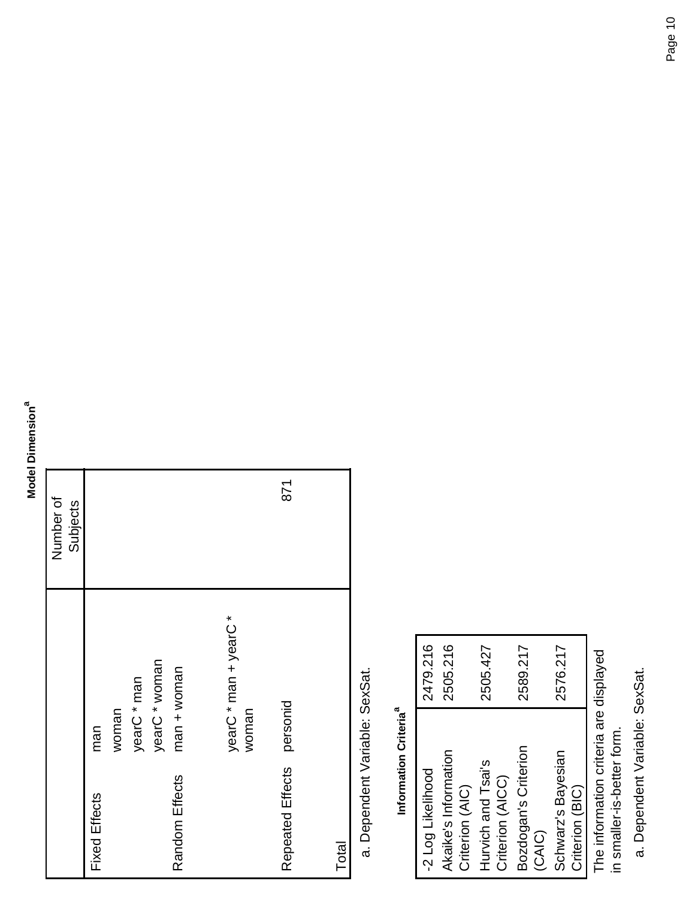**Model Dimension[a]**

| | | Number of Subjects |
|---|---|---|
| Fixed Effects | man | |
| | woman | |
| | yearC * man | |
| | yearC * woman | |
| Random Effects | man + woman | |
| | yearC * man + yearC * woman | |
| Repeated Effects | personid | 871 |
| Total | | |

a. Dependent Variable: SexSat.

**Information Criteria[a]**

| | |
|---|---|
| -2 Log Likelihood | 2479.216 |
| Akaike's Information Criterion (AIC) | 2505.216 |
| Hurvich and Tsai's Criterion (AICC) | 2505.427 |
| Bozdogan's Criterion (CAIC) | 2589.217 |
| Schwarz's Bayesian Criterion (BIC) | 2576.217 |

The information criteria are displayed in smaller-is-better form.

a. Dependent Variable: SexSat.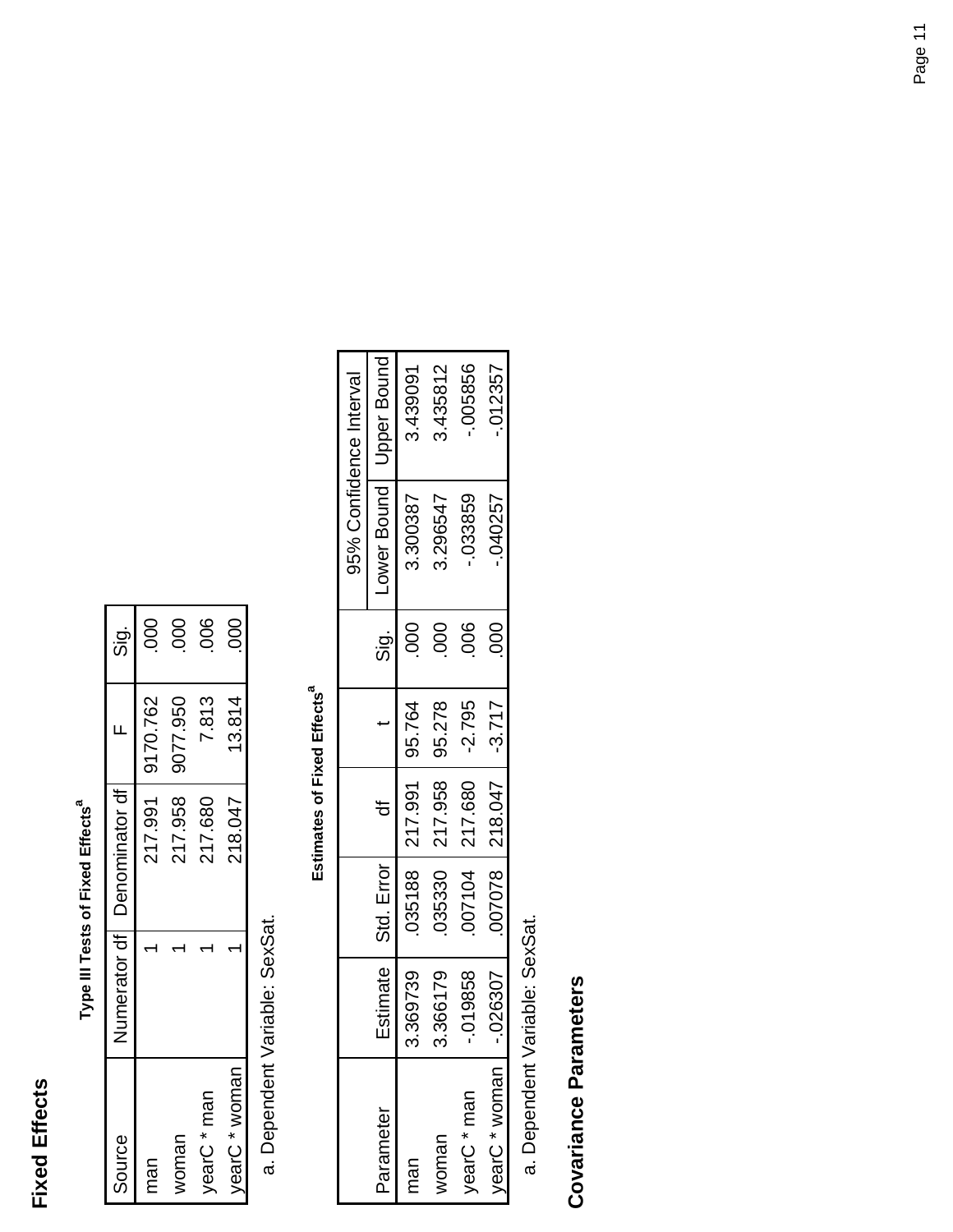## Fixed Effects

**Type III Tests of Fixed Effects[a]**

| Source | Numerator df | Denominator df | F | Sig. |
|---|---|---|---|---|
| man | 1 | 217.991 | 9170.762 | .000 |
| woman | 1 | 217.958 | 9077.950 | .000 |
| yearC * man | 1 | 217.680 | 7.813 | .006 |
| yearC * woman | 1 | 218.047 | 13.814 | .000 |

a. Dependent Variable: SexSat.

**Estimates of Fixed Effects[a]**

| Parameter | Estimate | Std. Error | df | t | Sig. | 95% Confidence Interval | |
|---|---|---|---|---|---|---|---|
| | | | | | | Lower Bound | Upper Bound |
| man | 3.369739 | .035188 | 217.991 | 95.764 | .000 | 3.300387 | 3.439091 |
| woman | 3.366179 | .035330 | 217.958 | 95.278 | .000 | 3.296547 | 3.435812 |
| yearC * man | -.019858 | .007104 | 217.680 | -2.795 | .006 | -.033859 | -.005856 |
| yearC * woman | -.026307 | .007078 | 218.047 | -3.717 | .000 | -.040257 | -.012357 |

a. Dependent Variable: SexSat.

## Covariance Parameters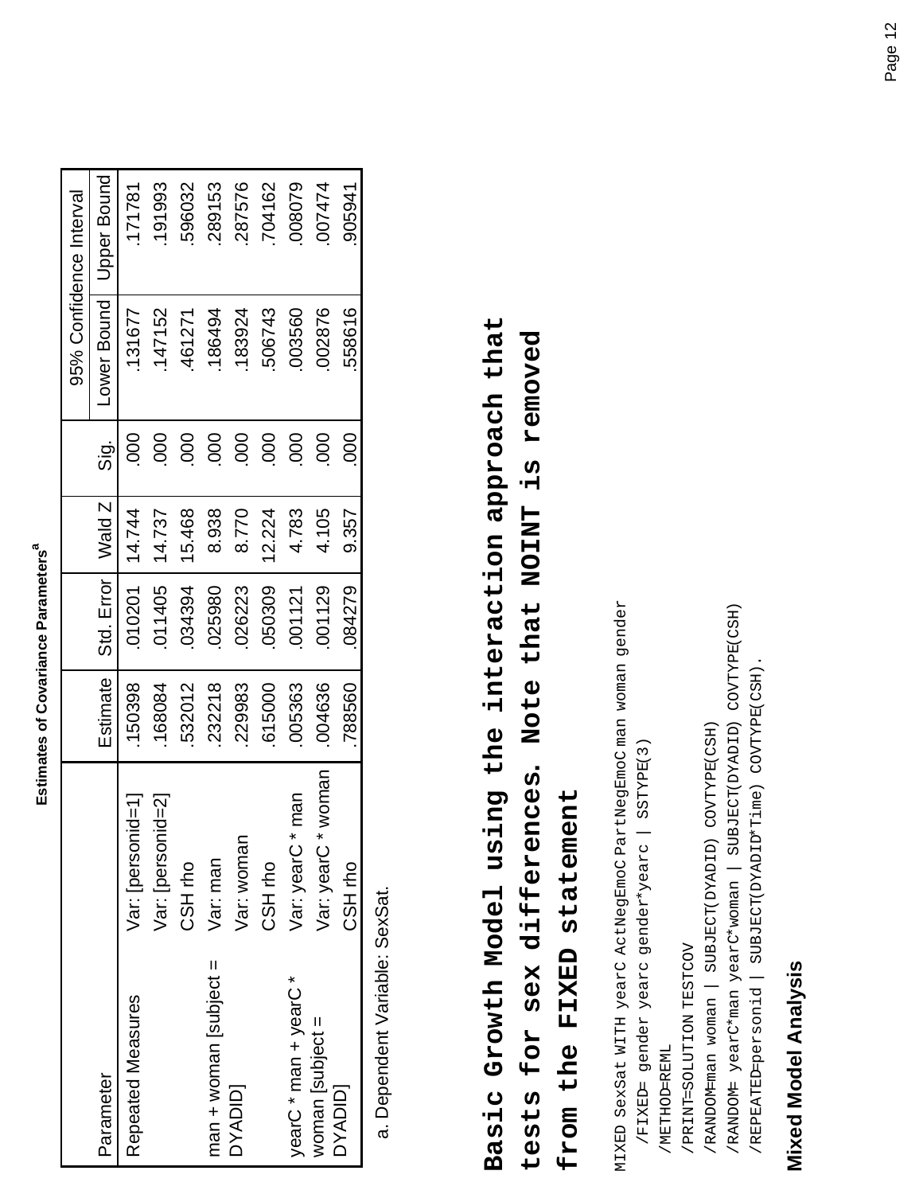**Estimates of Covariance Parameters[a]**

| Parameter | | Estimate | Std. Error | Wald Z | Sig. | 95% Confidence Interval | |
|---|---|---|---|---|---|---|---|
| | | | | | | Lower Bound | Upper Bound |
| Repeated Measures | Var: [personid=1] | .150398 | .010201 | 14.744 | .000 | .131677 | .171781 |
| | Var: [personid=2] | .168084 | .011405 | 14.737 | .000 | .147152 | .191993 |
| | CSH rho | .532012 | .034394 | 15.468 | .000 | .461271 | .596032 |
| man + woman [subject = DYADID] | Var: man | .232218 | .025980 | 8.938 | .000 | .186494 | .289153 |
| | Var: woman | .229983 | .026223 | 8.770 | .000 | .183924 | .287576 |
| | CSH rho | .615000 | .050309 | 12.224 | .000 | .506743 | .704162 |
| yearC * man + yearC * woman [subject = DYADID] | Var: yearC * man | .005363 | .001121 | 4.783 | .000 | .003560 | .008079 |
| | Var: yearC * woman | .004636 | .001129 | 4.105 | .000 | .002876 | .007474 |
| | CSH rho | .788560 | .084279 | 9.357 | .000 | .558616 | .905941 |

a. Dependent Variable: SexSat.

## Basic Growth Model using the interaction approach that tests for sex differences. Note that NOINT is removed from the FIXED statement

```
MIXED SexSat WITH yearC ActNegEmoC PartNegEmoC man woman gender
  /FIXED= gender yearc gender*yearc | SSTYPE(3)
  /METHOD=REML
  /PRINT=SOLUTION TESTCOV
  /RANDOM=man woman | SUBJECT(DYADID) COVTYPE(CSH)
  /RANDOM= yearC*man yearC*woman | SUBJECT(DYADID) COVTYPE(CSH)
  /REPEATED=personid | SUBJECT(DYADID*Time) COVTYPE(CSH).
```

**Mixed Model Analysis**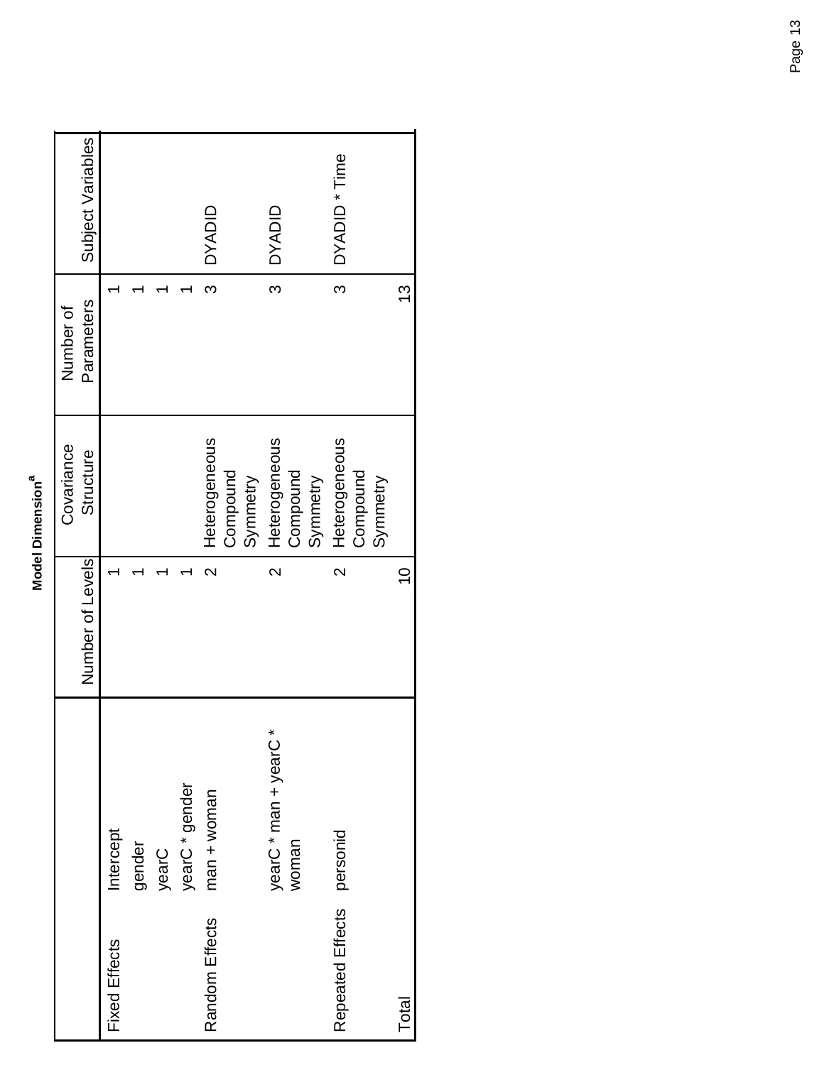**Model Dimension[a]**

| | | Number of Levels | Covariance Structure | Number of Parameters | Subject Variables |
|---|---|---|---|---|---|
| Fixed Effects | Intercept | 1 | | 1 | |
| | gender | 1 | | 1 | |
| | yearC | 1 | | 1 | |
| | yearC * gender | 1 | | 1 | |
| Random Effects | man + woman | 2 | Heterogeneous Compound Symmetry | 3 | DYADID |
| | yearC * man + yearC * woman | 2 | Heterogeneous Compound Symmetry | 3 | DYADID |
| Repeated Effects | personid | 2 | Heterogeneous Compound Symmetry | 3 | DYADID * Time |
| Total | | 10 | | 13 | |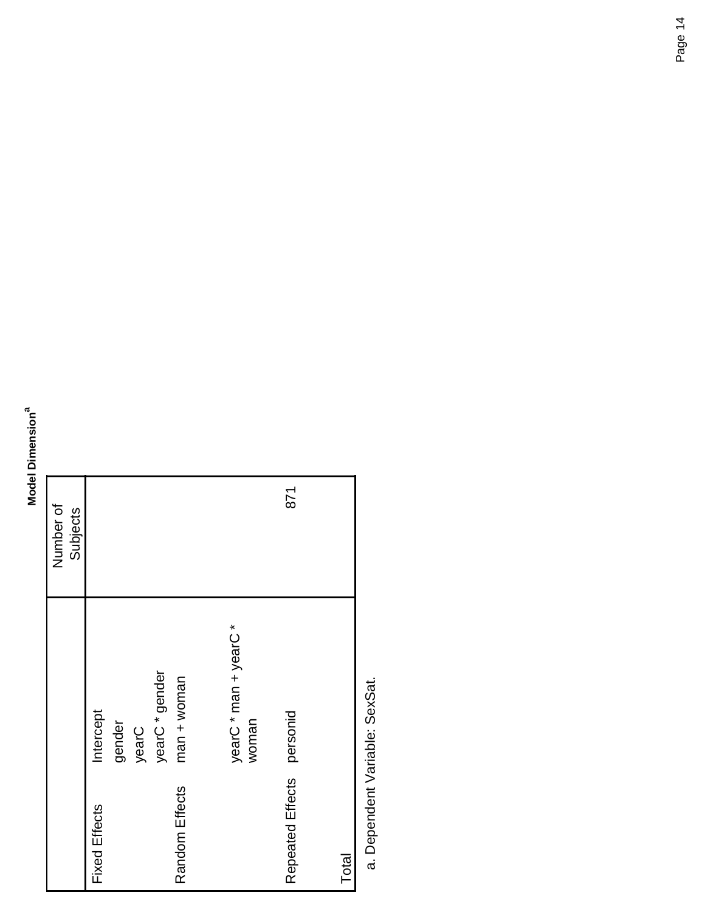**Model Dimension**[a]

| | | Number of Subjects |
|---|---|---|
| Fixed Effects | Intercept | |
| | gender | |
| | yearC | |
| | yearC * gender | |
| Random Effects | man + woman | |
| | yearC * man + yearC * woman | |
| Repeated Effects | personid | 871 |
| Total | | |

a. Dependent Variable: SexSat.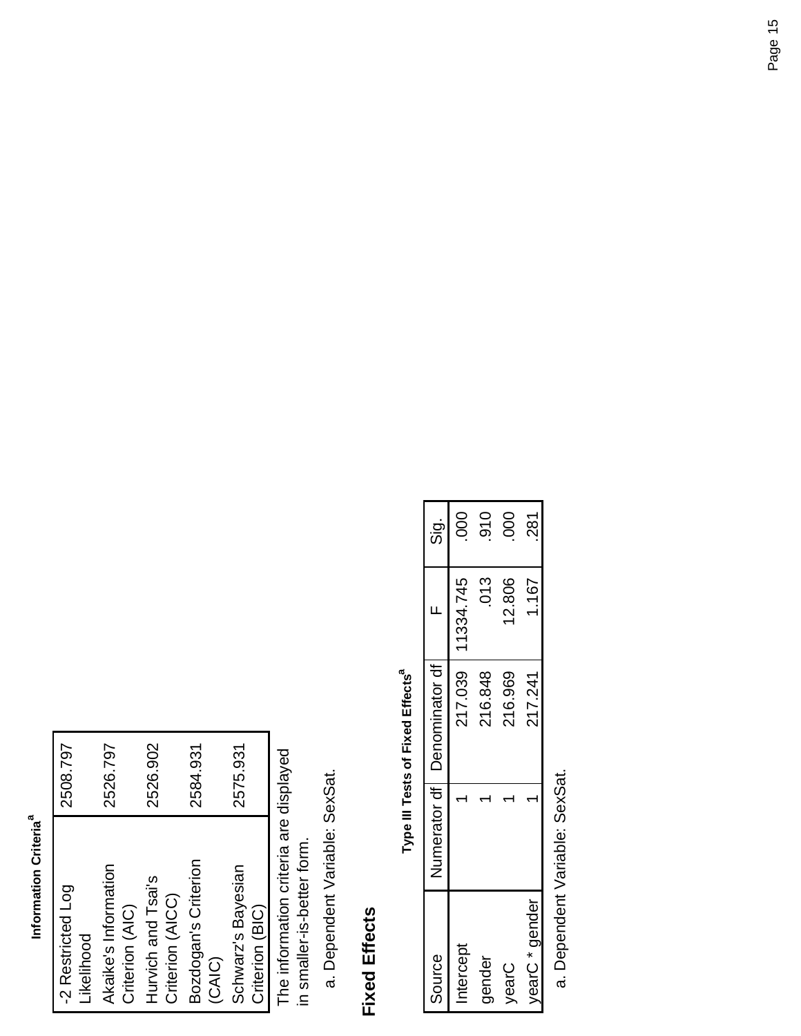**Information Criteria[a]**

| | |
|---|---|
| -2 Restricted Log Likelihood | 2508.797 |
| Akaike's Information Criterion (AIC) | 2526.797 |
| Hurvich and Tsai's Criterion (AICC) | 2526.902 |
| Bozdogan's Criterion (CAIC) | 2584.931 |
| Schwarz's Bayesian Criterion (BIC) | 2575.931 |

The information criteria are displayed in smaller-is-better form.

a. Dependent Variable: SexSat.

## Fixed Effects

**Type III Tests of Fixed Effects[a]**

| Source | Numerator df | Denominator df | F | Sig. |
|---|---|---|---|---|
| Intercept | 1 | 217.039 | 11334.745 | .000 |
| gender | 1 | 216.848 | .013 | .910 |
| yearC | 1 | 216.969 | 12.806 | .000 |
| yearC * gender | 1 | 217.241 | 1.167 | .281 |

a. Dependent Variable: SexSat.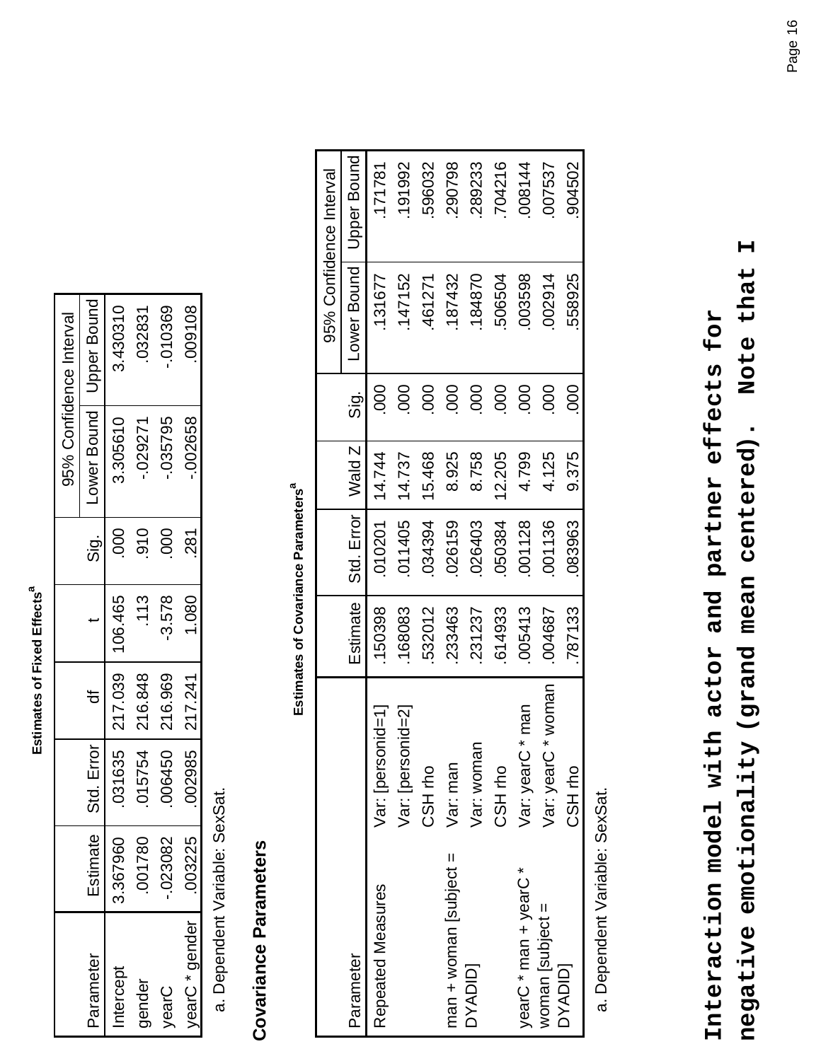**Estimates of Fixed Effects[a]**

| Parameter | Estimate | Std. Error | df | t | Sig. | 95% Confidence Interval | |
|---|---|---|---|---|---|---|---|
| | | | | | | Lower Bound | Upper Bound |
| Intercept | 3.367960 | .031635 | 217.039 | 106.465 | .000 | 3.305610 | 3.430310 |
| gender | .001780 | .015754 | 216.848 | .113 | .910 | -.029271 | .032831 |
| yearC | -.023082 | .006450 | 216.969 | -3.578 | .000 | -.035795 | -.010369 |
| yearC * gender | .003225 | .002985 | 217.241 | 1.080 | .281 | -.002658 | .009108 |

a. Dependent Variable: SexSat.

## Covariance Parameters

**Estimates of Covariance Parameters[a]**

| Parameter | | Estimate | Std. Error | Wald Z | Sig. | 95% Confidence Interval | |
|---|---|---|---|---|---|---|---|
| | | | | | | Lower Bound | Upper Bound |
| Repeated Measures | Var: [personid=1] | .150398 | .010201 | 14.744 | .000 | .131677 | .171781 |
| | Var: [personid=2] | .168083 | .011405 | 14.737 | .000 | .147152 | .191992 |
| | CSH rho | .532012 | .034394 | 15.468 | .000 | .461271 | .596032 |
| man + woman [subject = DYADID] | Var: man | .233463 | .026159 | 8.925 | .000 | .187432 | .290798 |
| | Var: woman | .231237 | .026403 | 8.758 | .000 | .184870 | .289233 |
| | CSH rho | .614933 | .050384 | 12.205 | .000 | .506504 | .704216 |
| yearC * man + yearC * woman [subject = DYADID] | Var: yearC * man | .005413 | .001128 | 4.799 | .000 | .003598 | .008144 |
| | Var: yearC * woman | .004687 | .001136 | 4.125 | .000 | .002914 | .007537 |
| | CSH rho | .787133 | .083963 | 9.375 | .000 | .558925 | .904502 |

a. Dependent Variable: SexSat.

**Interaction model with actor and partner effects for negative emotionality (grand mean centered). Note that I**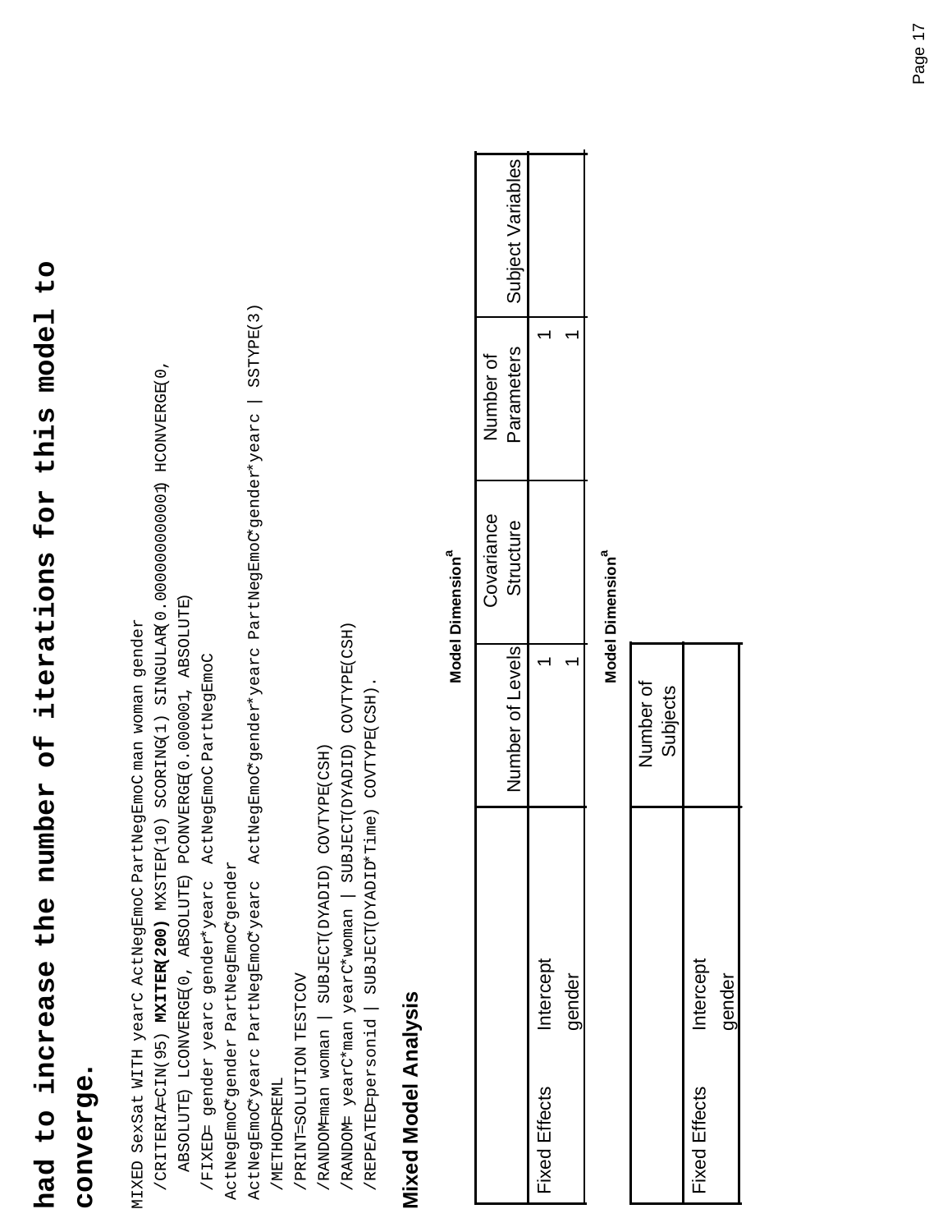# had to increase the number of iterations for this model to converge.

```
MIXED SexSat WITH yearC ActNegEmoC PartNegEmoC man woman gender
  /CRITERIA=CIN(95) MXITER(200) MXSTEP(10) SCORING(1) SINGULAR(0.000000000001) HCONVERGE(0,
    ABSOLUTE) LCONVERGE(0, ABSOLUTE) PCONVERGE(0.000001, ABSOLUTE)
  /FIXED= gender yearc gender*yearc  ActNegEmoC PartNegEmoC
ActNegEmoC*gender PartNegEmoC*gender
ActNegEmoC*yearc PartNegEmoC*yearc  ActNegEmoC*gender*yearc PartNegEmoC*gender*yearc | SSTYPE(3)
  /METHOD=REML
  /PRINT=SOLUTION TESTCOV
  /RANDOM=man woman | SUBJECT(DYADID) COVTYPE(CSH)
  /RANDOM= yearC*man yearC*woman | SUBJECT(DYADID) COVTYPE(CSH)
  /REPEATED=personid | SUBJECT(DYADID*Time) COVTYPE(CSH).
```

## Mixed Model Analysis

**Model Dimension[a]**

| | | Number of Levels | Covariance Structure | Number of Parameters | Subject Variables |
|---|---|---|---|---|---|
| Fixed Effects | Intercept | 1 | | 1 | |
| | gender | 1 | | 1 | |

**Model Dimension[a]**

| | | Number of Subjects |
|---|---|---|
| Fixed Effects | Intercept | |
| | gender | |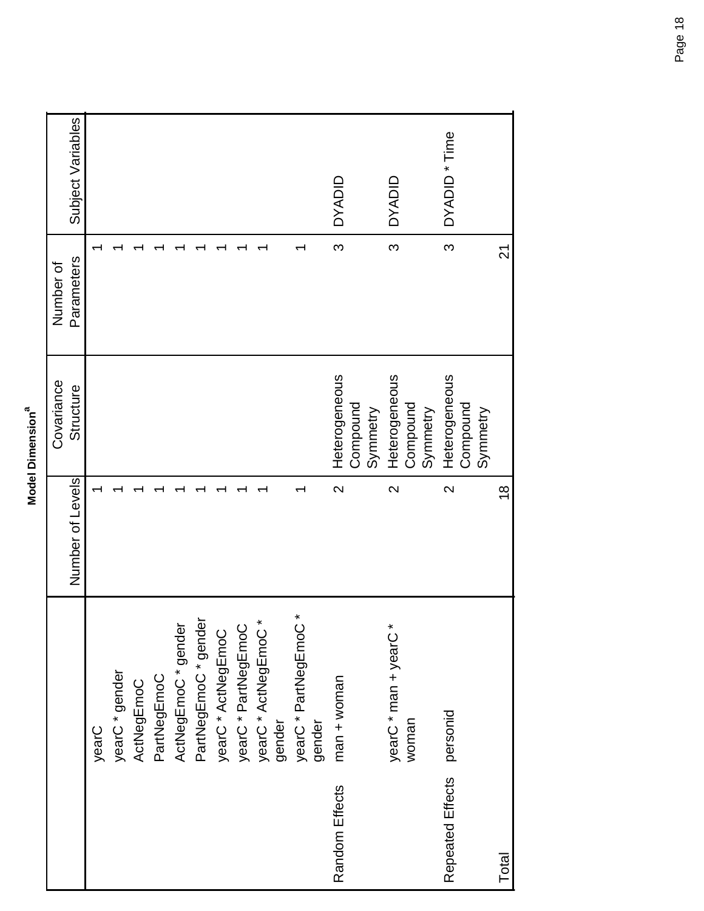**Model Dimension[a]**

| | | Number of Levels | Covariance Structure | Number of Parameters | Subject Variables |
|---|---|---|---|---|---|
| | yearC | 1 | | 1 | |
| | yearC * gender | 1 | | 1 | |
| | ActNegEmoC | 1 | | 1 | |
| | PartNegEmoC | 1 | | 1 | |
| | ActNegEmoC * gender | 1 | | 1 | |
| | PartNegEmoC * gender | 1 | | 1 | |
| | yearC * ActNegEmoC | 1 | | 1 | |
| | yearC * PartNegEmoC | 1 | | 1 | |
| | yearC * ActNegEmoC * gender | 1 | | 1 | |
| | yearC * PartNegEmoC * gender | 1 | | 1 | |
| Random Effects | man + woman | 2 | Heterogeneous Compound Symmetry | 3 | DYADID |
| | yearC * man + yearC * woman | 2 | Heterogeneous Compound Symmetry | 3 | DYADID |
| Repeated Effects | personid | 2 | Heterogeneous Compound Symmetry | 3 | DYADID * Time |
| Total | | 18 | | 21 | |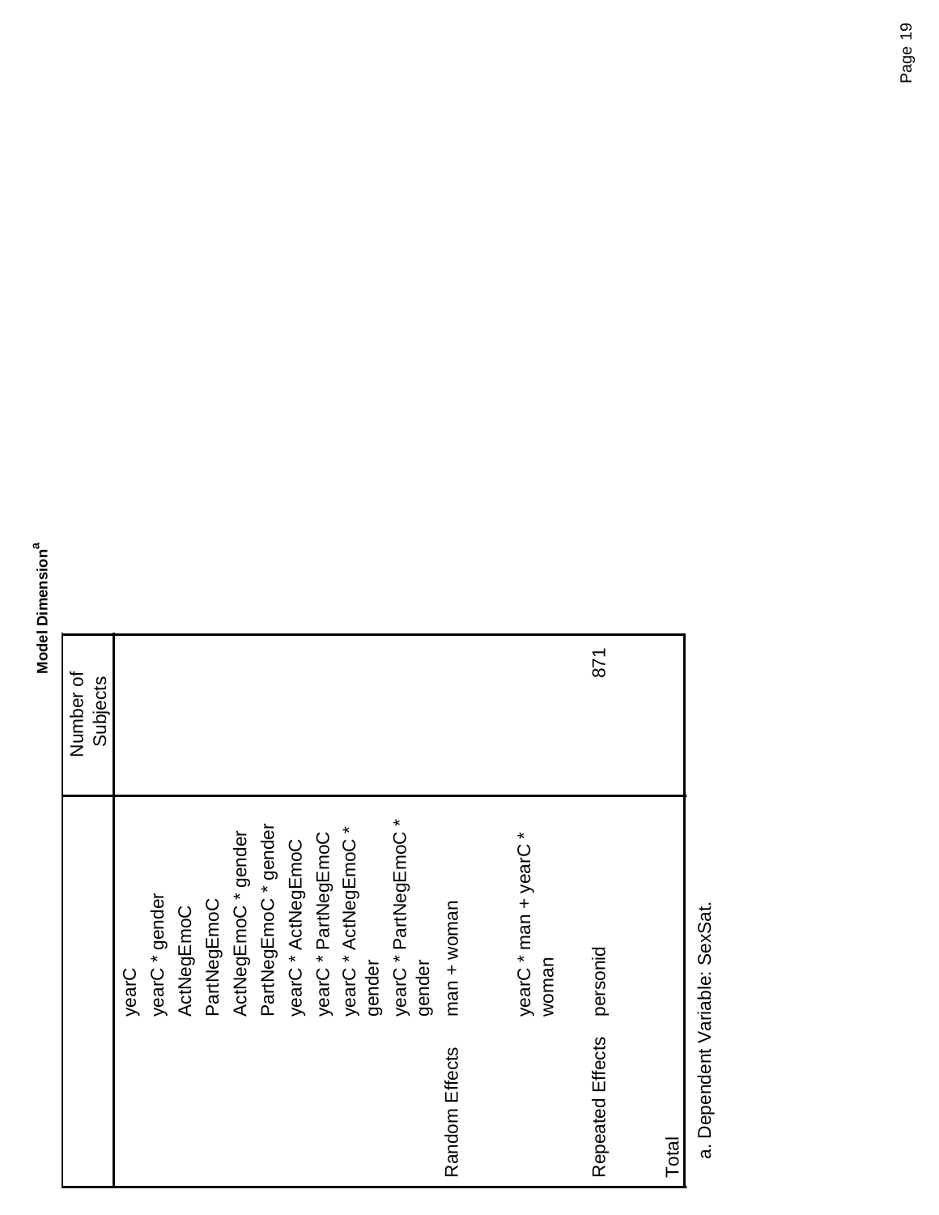**Model Dimension[a]**

| | | Number of Subjects |
|---|---|---|
| | yearC | |
| | yearC * gender | |
| | ActNegEmoC | |
| | PartNegEmoC | |
| | ActNegEmoC * gender | |
| | PartNegEmoC * gender | |
| | yearC * ActNegEmoC | |
| | yearC * PartNegEmoC | |
| | yearC * ActNegEmoC * gender | |
| | yearC * PartNegEmoC * gender | |
| Random Effects | man + woman | |
| | yearC * man + yearC * woman | |
| Repeated Effects | personid | 871 |
| Total | | |

a. Dependent Variable: SexSat.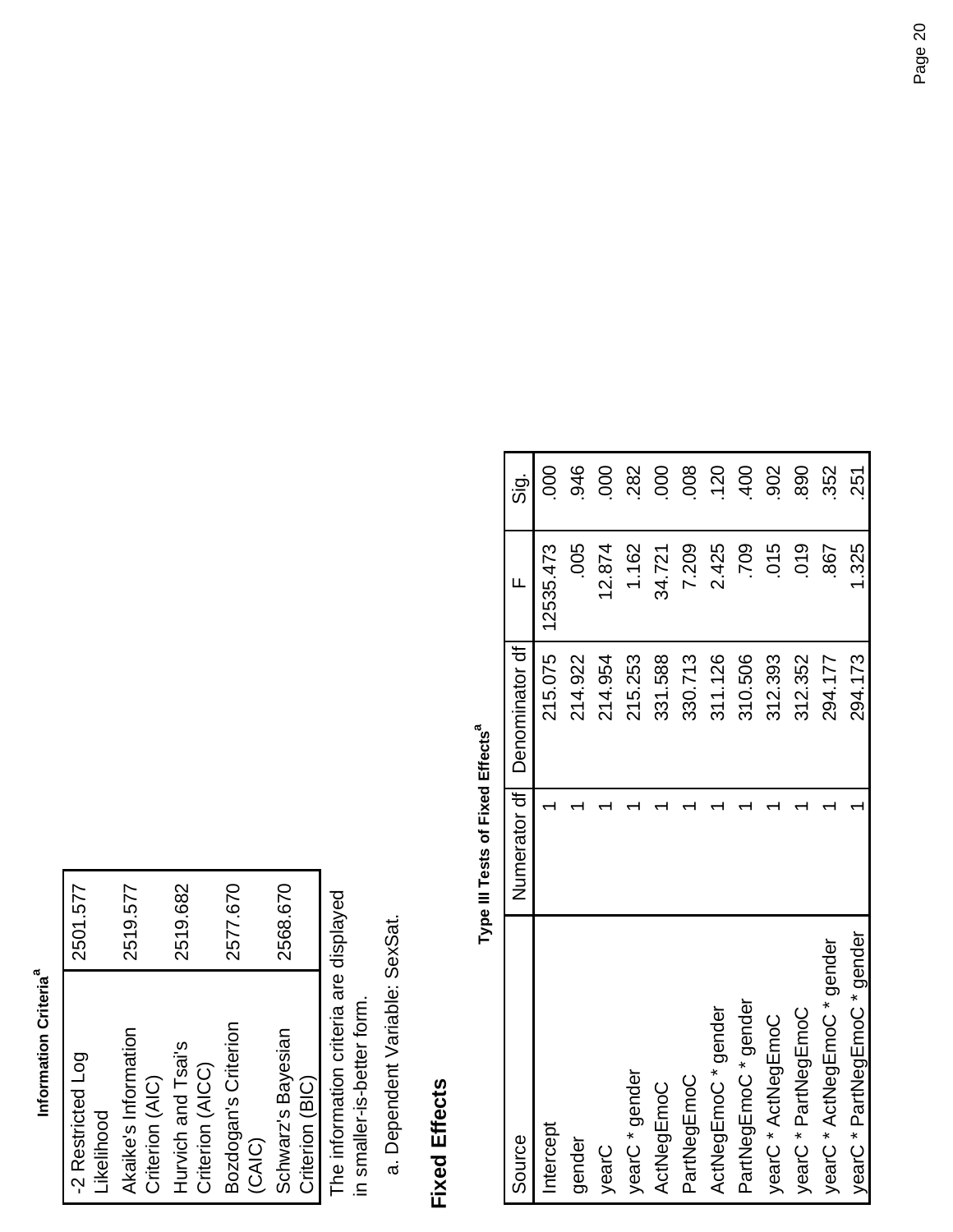**Information Criteria[a]**

| | |
|---|---|
| -2 Restricted Log Likelihood | 2501.577 |
| Akaike's Information Criterion (AIC) | 2519.577 |
| Hurvich and Tsai's Criterion (AICC) | 2519.682 |
| Bozdogan's Criterion (CAIC) | 2577.670 |
| Schwarz's Bayesian Criterion (BIC) | 2568.670 |

The information criteria are displayed in smaller-is-better form.

a. Dependent Variable: SexSat.

## Fixed Effects

**Type III Tests of Fixed Effects[a]**

| Source | Numerator df | Denominator df | F | Sig. |
|---|---|---|---|---|
| Intercept | 1 | 215.075 | 12535.473 | .000 |
| gender | 1 | 214.922 | .005 | .946 |
| yearC | 1 | 214.954 | 12.874 | .000 |
| yearC * gender | 1 | 215.253 | 1.162 | .282 |
| ActNegEmoC | 1 | 331.588 | 34.721 | .000 |
| PartNegEmoC | 1 | 330.713 | 7.209 | .008 |
| ActNegEmoC * gender | 1 | 311.126 | 2.425 | .120 |
| PartNegEmoC * gender | 1 | 310.506 | .709 | .400 |
| yearC * ActNegEmoC | 1 | 312.393 | .015 | .902 |
| yearC * PartNegEmoC | 1 | 312.352 | .019 | .890 |
| yearC * ActNegEmoC * gender | 1 | 294.177 | .867 | .352 |
| yearC * PartNegEmoC * gender | 1 | 294.173 | 1.325 | .251 |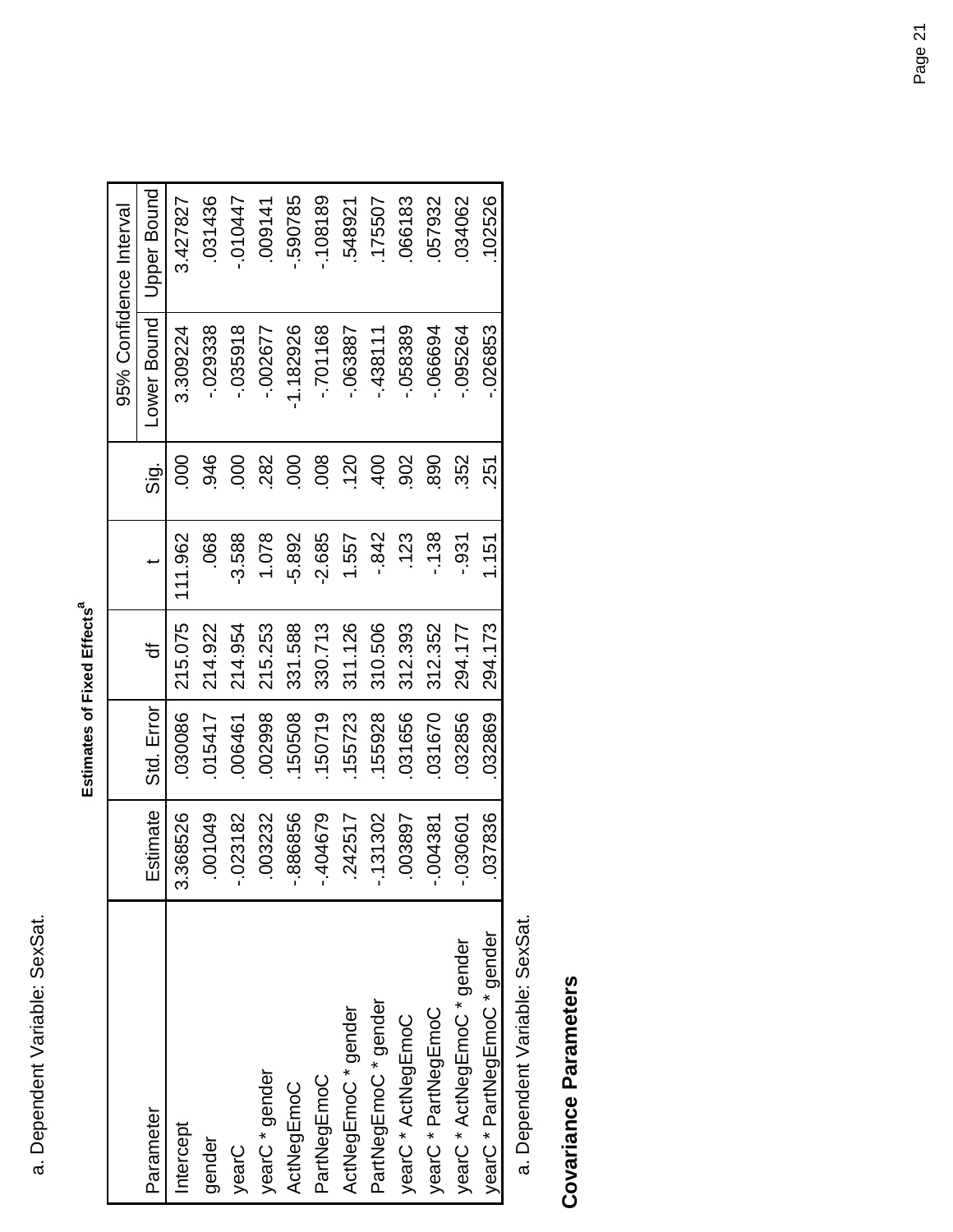a. Dependent Variable: SexSat.

**Estimates of Fixed Effects**[a]

| Parameter | Estimate | Std. Error | df | t | Sig. | 95% Confidence Interval | |
|---|---|---|---|---|---|---|---|
| | | | | | | Lower Bound | Upper Bound |
| Intercept | 3.368526 | .030086 | 215.075 | 111.962 | .000 | 3.309224 | 3.427827 |
| gender | .001049 | .015417 | 214.922 | .068 | .946 | -.029338 | .031436 |
| yearC | -.023182 | .006461 | 214.954 | -3.588 | .000 | -.035918 | -.010447 |
| yearC * gender | .003232 | .002998 | 215.253 | 1.078 | .282 | -.002677 | .009141 |
| ActNegEmoC | -.886856 | .150508 | 331.588 | -5.892 | .000 | -1.182926 | -.590785 |
| PartNegEmoC | -.404679 | .150719 | 330.713 | -2.685 | .008 | -.701168 | -.108189 |
| ActNegEmoC * gender | .242517 | .155723 | 311.126 | 1.557 | .120 | -.063887 | .548921 |
| PartNegEmoC * gender | -.131302 | .155928 | 310.506 | -.842 | .400 | -.438111 | .175507 |
| yearC * ActNegEmoC | .003897 | .031656 | 312.393 | .123 | .902 | -.058389 | .066183 |
| yearC * PartNegEmoC | -.004381 | .031670 | 312.352 | -.138 | .890 | -.066694 | .057932 |
| yearC * ActNegEmoC * gender | -.030601 | .032856 | 294.177 | -.931 | .352 | -.095264 | .034062 |
| yearC * PartNegEmoC * gender | .037836 | .032869 | 294.173 | 1.151 | .251 | -.026853 | .102526 |

a. Dependent Variable: SexSat.

## Covariance Parameters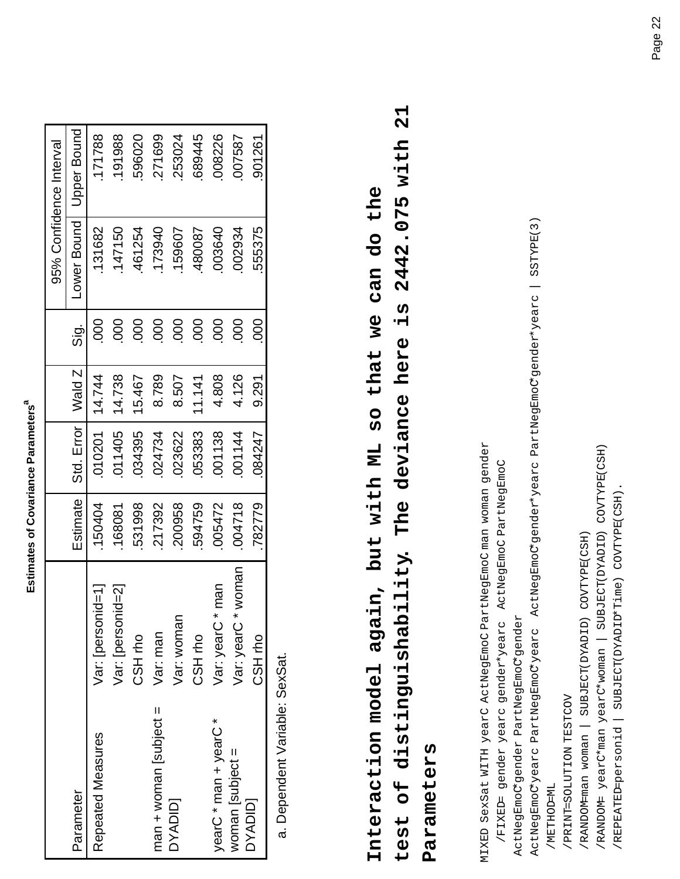**Estimates of Covariance Parameters[a]**

| Parameter | | Estimate | Std. Error | Wald Z | Sig. | 95% Confidence Interval | |
|---|---|---|---|---|---|---|---|
| | | | | | | Lower Bound | Upper Bound |
| Repeated Measures | Var: [personid=1] | .150404 | .010201 | 14.744 | .000 | .131682 | .171788 |
| | Var: [personid=2] | .168081 | .011405 | 14.738 | .000 | .147150 | .191988 |
| | CSH rho | .531998 | .034395 | 15.467 | .000 | .461254 | .596020 |
| man + woman [subject = DYADID] | Var: man | .217392 | .024734 | 8.789 | .000 | .173940 | .271699 |
| | Var: woman | .200958 | .023622 | 8.507 | .000 | .159607 | .253024 |
| | CSH rho | .594759 | .053383 | 11.141 | .000 | .480087 | .689445 |
| yearC * man + yearC * woman [subject = DYADID] | Var: yearC * man | .005472 | .001138 | 4.808 | .000 | .003640 | .008226 |
| | Var: yearC * woman | .004718 | .001144 | 4.126 | .000 | .002934 | .007587 |
| | CSH rho | .782779 | .084247 | 9.291 | .000 | .555375 | .901261 |

a. Dependent Variable: SexSat.

**Interaction model again, but with ML so that we can do the test of distinguishability. The deviance here is 2442.075 with 21 Parameters**

```
MIXED SexSat WITH yearC ActNegEmoC PartNegEmoC man woman gender
    /FIXED= gender yearc gender*yearc  ActNegEmoC PartNegEmoC
ActNegEmoC*gender PartNegEmoC*gender
ActNegEmoC*yearc PartNegEmoC*yearc  ActNegEmoC*gender*yearc PartNegEmoC*gender*yearc | SSTYPE(3)
 /METHOD=ML
 /PRINT=SOLUTION TESTCOV
 /RANDOM=man woman | SUBJECT(DYADID) COVTYPE(CSH)
 /RANDOM= yearC*man yearC*woman | SUBJECT(DYADID) COVTYPE(CSH)
 /REPEATED=personid | SUBJECT(DYADID*Time) COVTYPE(CSH).
```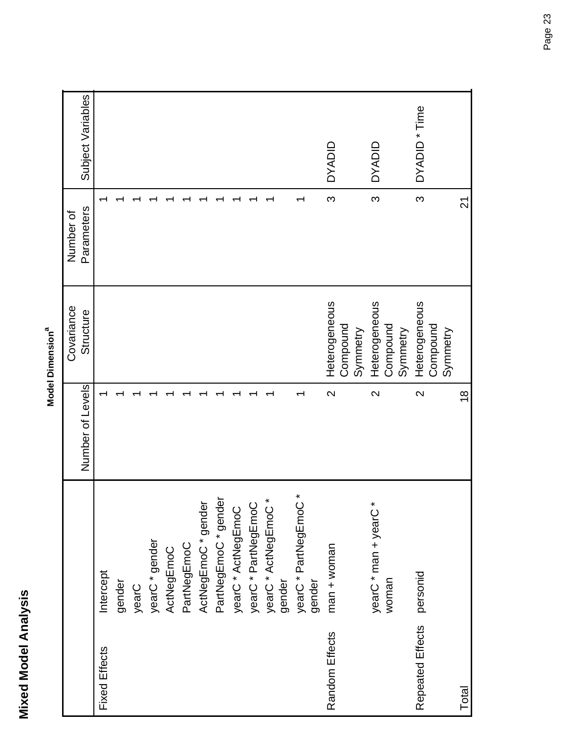# Mixed Model Analysis

**Model Dimension[a]**

| | | Number of Levels | Covariance Structure | Number of Parameters | Subject Variables |
|---|---|---|---|---|---|
| Fixed Effects | Intercept | 1 | | 1 | |
| | gender | 1 | | 1 | |
| | yearC | 1 | | 1 | |
| | yearC * gender | 1 | | 1 | |
| | ActNegEmoC | 1 | | 1 | |
| | PartNegEmoC | 1 | | 1 | |
| | ActNegEmoC * gender | 1 | | 1 | |
| | PartNegEmoC * gender | 1 | | 1 | |
| | yearC * ActNegEmoC | 1 | | 1 | |
| | yearC * PartNegEmoC | 1 | | 1 | |
| | yearC * ActNegEmoC * gender | 1 | | 1 | |
| | yearC * PartNegEmoC * gender | 1 | | 1 | |
| Random Effects | man + woman | 2 | Heterogeneous Compound Symmetry | 3 | DYADID |
| | yearC * man + yearC * woman | 2 | Heterogeneous Compound Symmetry | 3 | DYADID |
| Repeated Effects | personid | 2 | Heterogeneous Compound Symmetry | 3 | DYADID * Time |
| Total | | 18 | | 21 | |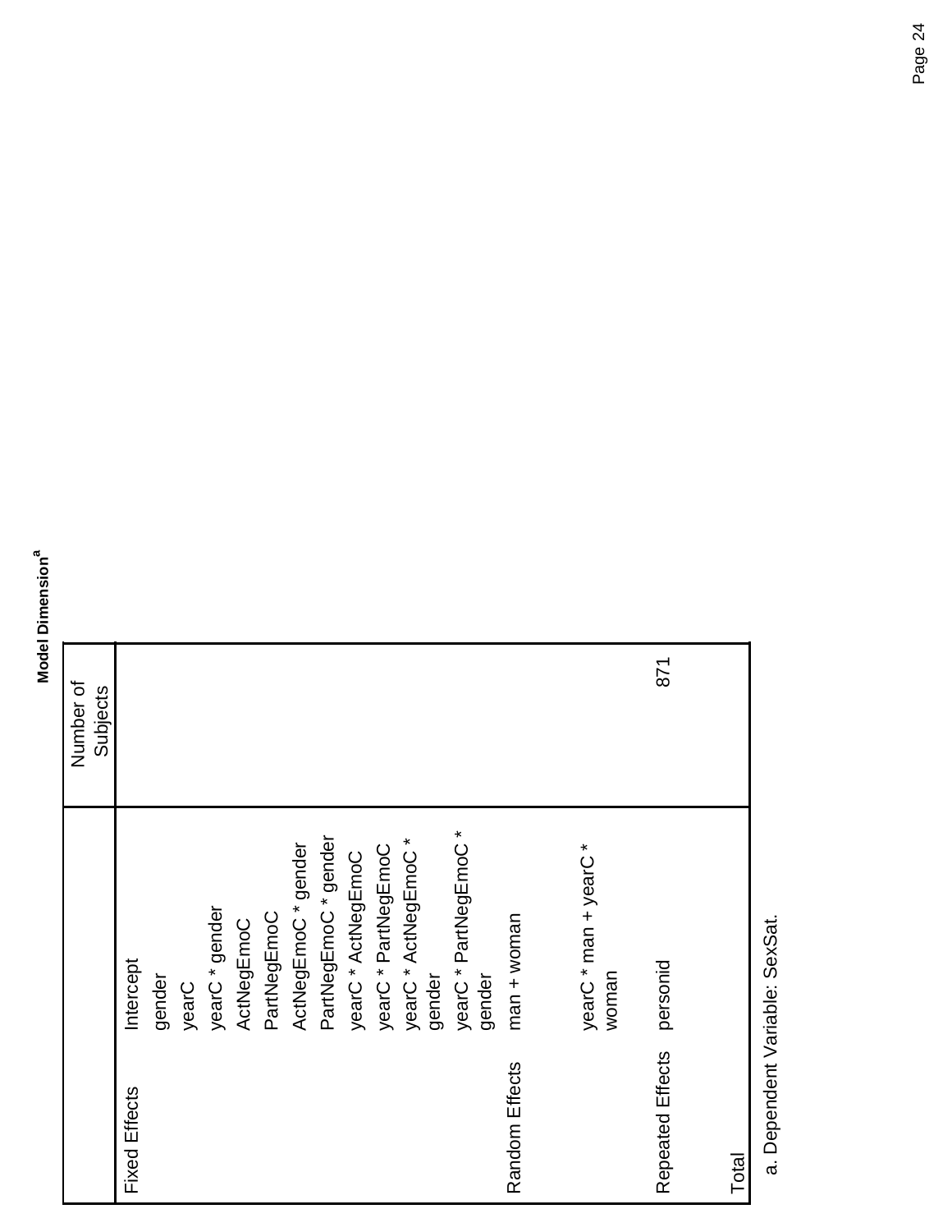**Model Dimension[a]**

| | | Number of Subjects |
|---|---|---|
| Fixed Effects | Intercept | |
| | gender | |
| | yearC | |
| | yearC * gender | |
| | ActNegEmoC | |
| | PartNegEmoC | |
| | ActNegEmoC * gender | |
| | PartNegEmoC * gender | |
| | yearC * ActNegEmoC | |
| | yearC * PartNegEmoC | |
| | yearC * ActNegEmoC * gender | |
| | yearC * PartNegEmoC * gender | |
| Random Effects | man + woman | |
| | yearC * man + yearC * woman | |
| Repeated Effects | personid | 871 |
| Total | | |

a. Dependent Variable: SexSat.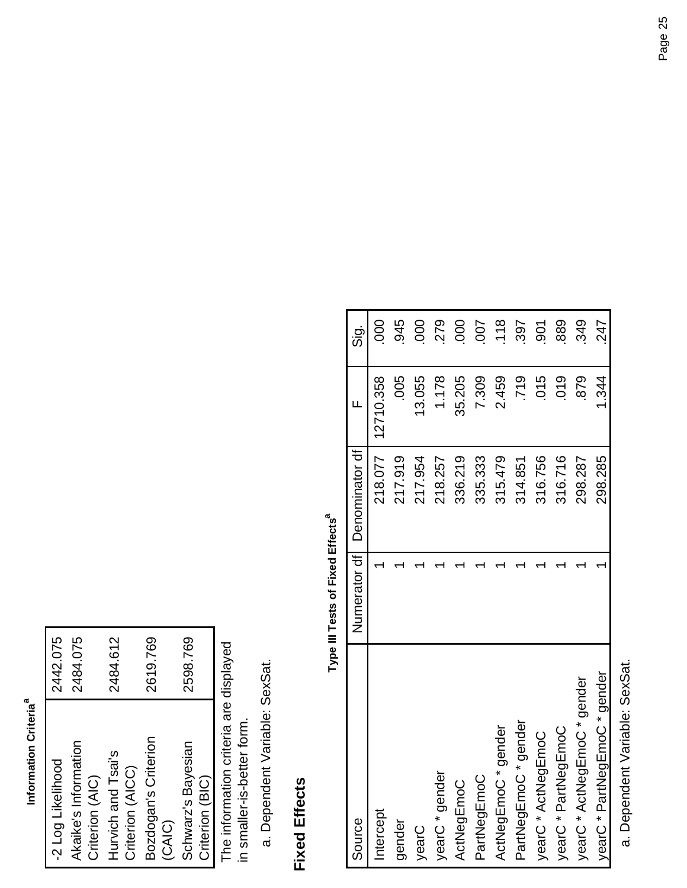**Information Criteria[a]**

| | |
|---|---|
| -2 Log Likelihood | 2442.075 |
| Akaike's Information Criterion (AIC) | 2484.075 |
| Hurvich and Tsai's Criterion (AICC) | 2484.612 |
| Bozdogan's Criterion (CAIC) | 2619.769 |
| Schwarz's Bayesian Criterion (BIC) | 2598.769 |

The information criteria are displayed in smaller-is-better form.

a. Dependent Variable: SexSat.

## Fixed Effects

**Type III Tests of Fixed Effects[a]**

| Source | Numerator df | Denominator df | F | Sig. |
|---|---|---|---|---|
| Intercept | 1 | 218.077 | 12710.358 | .000 |
| gender | 1 | 217.919 | .005 | .945 |
| yearC | 1 | 217.954 | 13.055 | .000 |
| yearC * gender | 1 | 218.257 | 1.178 | .279 |
| ActNegEmoC | 1 | 336.219 | 35.205 | .000 |
| PartNegEmoC | 1 | 335.333 | 7.309 | .007 |
| ActNegEmoC * gender | 1 | 315.479 | 2.459 | .118 |
| PartNegEmoC * gender | 1 | 314.851 | .719 | .397 |
| yearC * ActNegEmoC | 1 | 316.756 | .015 | .901 |
| yearC * PartNegEmoC | 1 | 316.716 | .019 | .889 |
| yearC * ActNegEmoC * gender | 1 | 298.287 | .879 | .349 |
| yearC * PartNegEmoC * gender | 1 | 298.285 | 1.344 | .247 |

a. Dependent Variable: SexSat.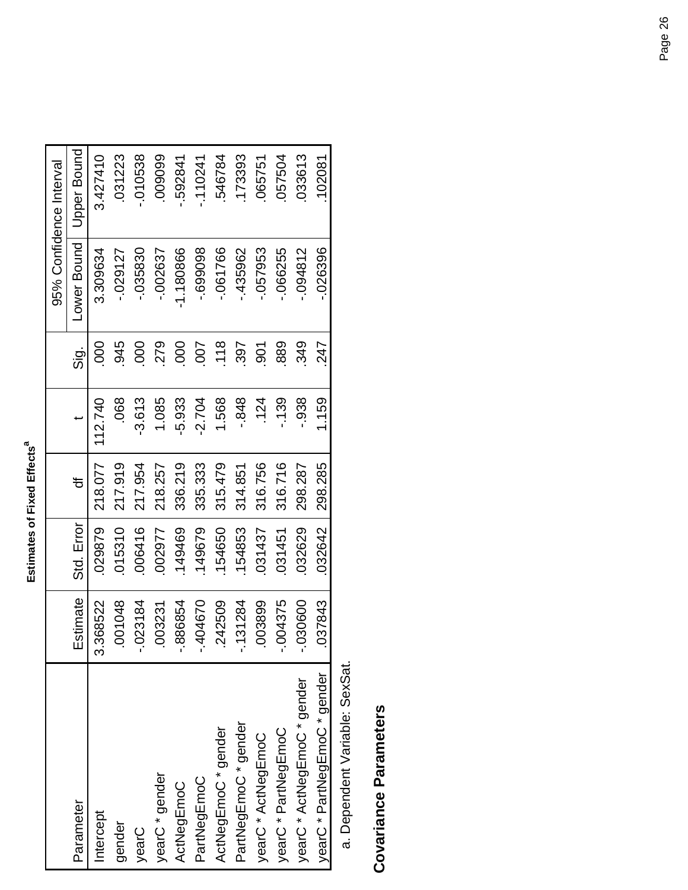**Estimates of Fixed Effects**[a]

| Parameter | Estimate | Std. Error | df | t | Sig. | 95% Confidence Interval | |
|---|---|---|---|---|---|---|---|
| | | | | | | Lower Bound | Upper Bound |
| Intercept | 3.368522 | .029879 | 218.077 | 112.740 | .000 | 3.309634 | 3.427410 |
| gender | .001048 | .015310 | 217.919 | .068 | .945 | -.029127 | .031223 |
| yearC | -.023184 | .006416 | 217.954 | -3.613 | .000 | -.035830 | -.010538 |
| yearC * gender | .003231 | .002977 | 218.257 | 1.085 | .279 | -.002637 | .009099 |
| ActNegEmoC | -.886854 | .149469 | 336.219 | -5.933 | .000 | -1.180866 | -.592841 |
| PartNegEmoC | -.404670 | .149679 | 335.333 | -2.704 | .007 | -.699098 | -.110241 |
| ActNegEmoC * gender | .242509 | .154650 | 315.479 | 1.568 | .118 | -.061766 | .546784 |
| PartNegEmoC * gender | -.131284 | .154853 | 314.851 | -.848 | .397 | -.435962 | .173393 |
| yearC * ActNegEmoC | .003899 | .031437 | 316.756 | .124 | .901 | -.057953 | .065751 |
| yearC * PartNegEmoC | -.004375 | .031451 | 316.716 | -.139 | .889 | -.066255 | .057504 |
| yearC * ActNegEmoC * gender | -.030600 | .032629 | 298.287 | -.938 | .349 | -.094812 | .033613 |
| yearC * PartNegEmoC * gender | .037843 | .032642 | 298.285 | 1.159 | .247 | -.026396 | .102081 |

a. Dependent Variable: SexSat.

## Covariance Parameters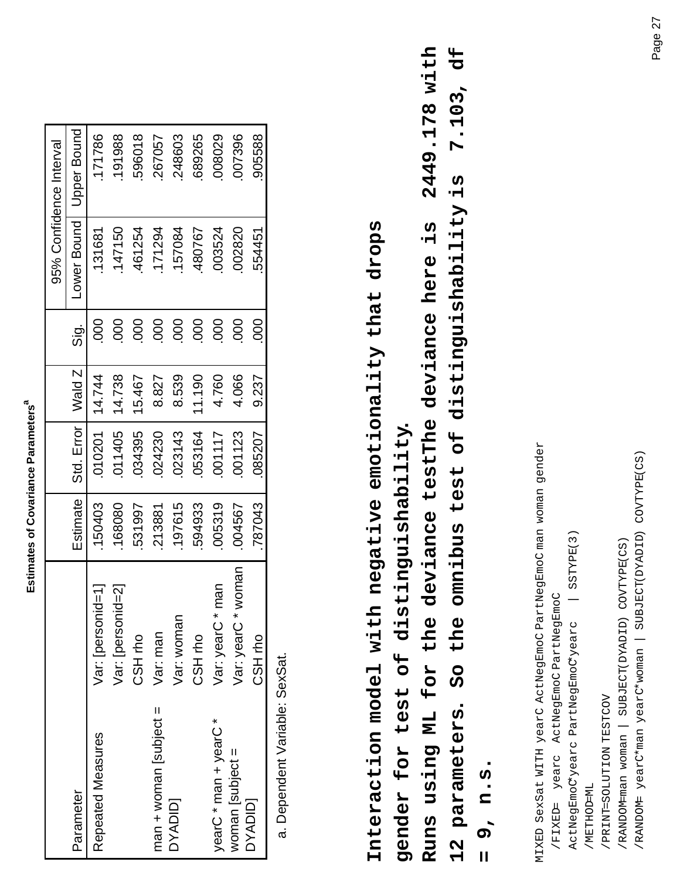**Estimates of Covariance Parameters[a]**

| Parameter | | Estimate | Std. Error | Wald Z | Sig. | 95% Confidence Interval | |
|---|---|---|---|---|---|---|---|
| | | | | | | Lower Bound | Upper Bound |
| Repeated Measures | Var: [personid=1] | .150403 | .010201 | 14.744 | .000 | .131681 | .171786 |
| | Var: [personid=2] | .168080 | .011405 | 14.738 | .000 | .147150 | .191988 |
| | CSH rho | .531997 | .034395 | 15.467 | .000 | .461254 | .596018 |
| man + woman [subject = DYADID] | Var: man | .213881 | .024230 | 8.827 | .000 | .171294 | .267057 |
| | Var: woman | .197615 | .023143 | 8.539 | .000 | .157084 | .248603 |
| | CSH rho | .594933 | .053164 | 11.190 | .000 | .480767 | .689265 |
| yearC * man + yearC * woman [subject = DYADID] | Var: yearC * man | .005319 | .001117 | 4.760 | .000 | .003524 | .008029 |
| | Var: yearC * woman | .004567 | .001123 | 4.066 | .000 | .002820 | .007396 |
| | CSH rho | .787043 | .085207 | 9.237 | .000 | .554451 | .905588 |

a. Dependent Variable: SexSat.

**Interaction model with negative emotionality that drops gender for test of distinguishability.**

**Runs using ML for the deviance testThe deviance here is 2449.178 with 12 parameters. So the omnibus test of distinguishability is 7.103, df = 9, n.s.**

```
MIXED SexSat WITH yearC ActNegEmoC PartNegEmoC man woman gender
  /FIXED= yearc ActNegEmoC PartNegEmoC
  ActNegEmoC*yearc PartNegEmoC*yearc | SSTYPE(3)
  /METHOD=ML
  /PRINT=SOLUTION TESTCOV
  /RANDOM=man woman | SUBJECT(DYADID) COVTYPE(CS)
  /RANDOM= yearC*man yearC*woman | SUBJECT(DYADID) COVTYPE(CS)
```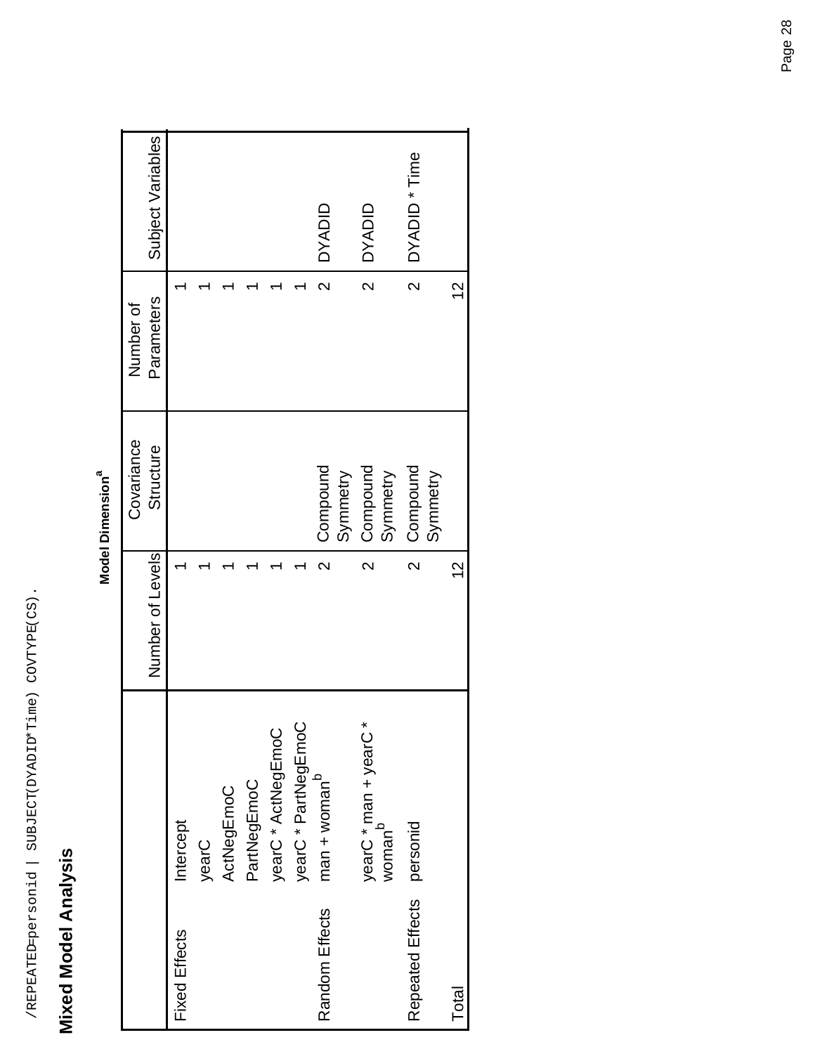```
/REPEATED=personid | SUBJECT(DYADID*Time) COVTYPE(CS).
```

## Mixed Model Analysis

**Model Dimension**[a]

| | | Number of Levels | Covariance Structure | Number of Parameters | Subject Variables |
|---|---|---|---|---|---|
| Fixed Effects | Intercept | 1 | | 1 | |
| | yearC | 1 | | 1 | |
| | ActNegEmoC | 1 | | 1 | |
| | PartNegEmoC | 1 | | 1 | |
| | yearC * ActNegEmoC | 1 | | 1 | |
| | yearC * PartNegEmoC | 1 | | 1 | |
| Random Effects | man + woman[b] | 2 | Compound Symmetry | 2 | DYADID |
| | yearC * man + yearC * woman[b] | 2 | Compound Symmetry | 2 | DYADID |
| Repeated Effects | personid | 2 | Compound Symmetry | 2 | DYADID * Time |
| Total | | 12 | | 12 | |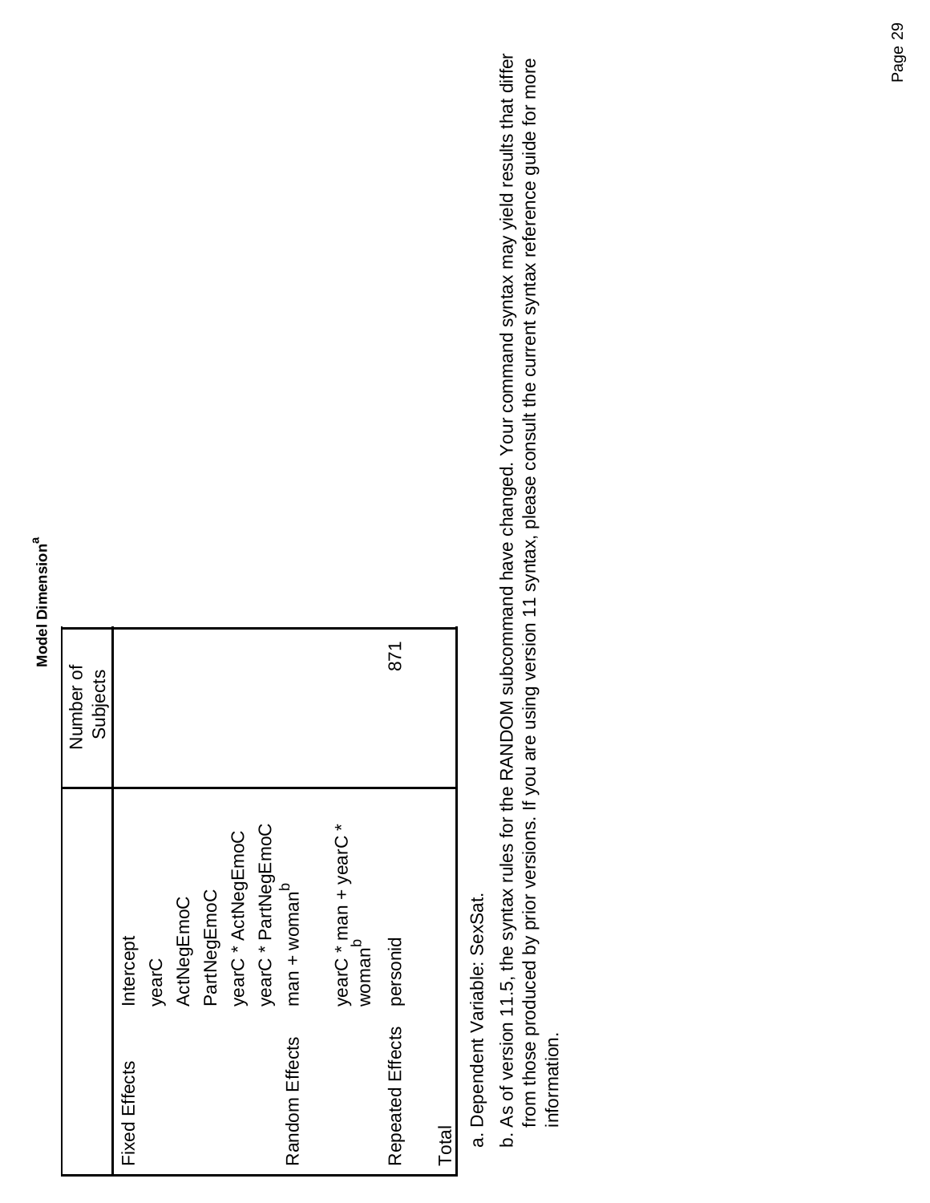**Model Dimension[a]**

| | | Number of Subjects |
|---|---|---|
| Fixed Effects | Intercept | |
| | yearC | |
| | ActNegEmoC | |
| | PartNegEmoC | |
| | yearC * ActNegEmoC | |
| | yearC * PartNegEmoC | |
| Random Effects | man + woman[b] | |
| | yearC * man + yearC * woman[b] | |
| Repeated Effects | personid | 871 |
| Total | | |

a. Dependent Variable: SexSat.

b. As of version 11.5, the syntax rules for the RANDOM subcommand have changed. Your command syntax may yield results that differ from those produced by prior versions. If you are using version 11 syntax, please consult the current syntax reference guide for more information.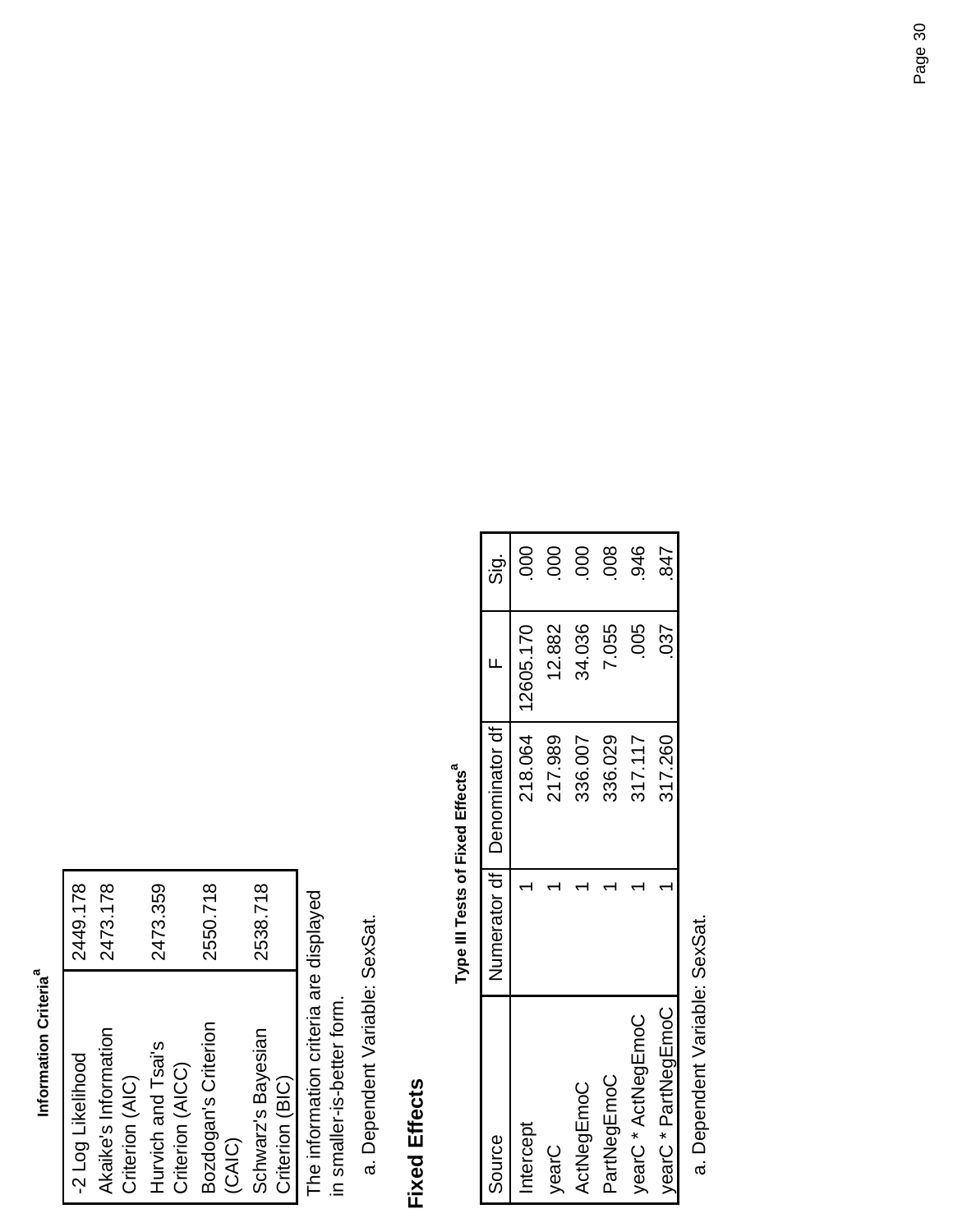**Information Criteria[a]**

| | |
|---|---|
| -2 Log Likelihood | 2449.178 |
| Akaike's Information Criterion (AIC) | 2473.178 |
| Hurvich and Tsai's Criterion (AICC) | 2473.359 |
| Bozdogan's Criterion (CAIC) | 2550.718 |
| Schwarz's Bayesian Criterion (BIC) | 2538.718 |

The information criteria are displayed in smaller-is-better form.

a. Dependent Variable: SexSat.

## Fixed Effects

**Type III Tests of Fixed Effects[a]**

| Source | Numerator df | Denominator df | F | Sig. |
|---|---|---|---|---|
| Intercept | 1 | 218.064 | 12605.170 | .000 |
| yearC | 1 | 217.989 | 12.882 | .000 |
| ActNegEmoC | 1 | 336.007 | 34.036 | .000 |
| PartNegEmoC | 1 | 336.029 | 7.055 | .008 |
| yearC * ActNegEmoC | 1 | 317.117 | .005 | .946 |
| yearC * PartNegEmoC | 1 | 317.260 | .037 | .847 |

a. Dependent Variable: SexSat.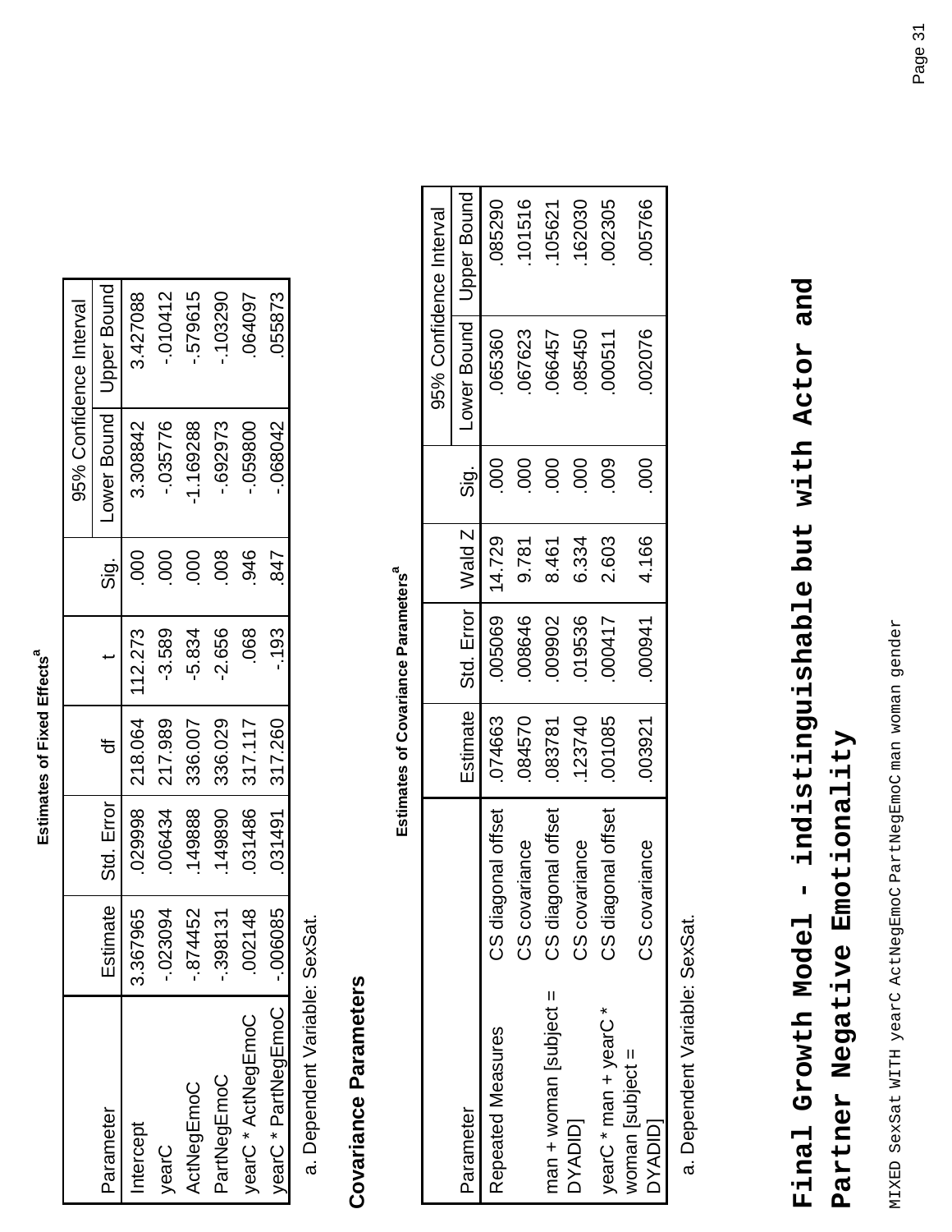**Estimates of Fixed Effects[a]**

| Parameter | Estimate | Std. Error | df | t | Sig. | 95% Confidence Interval | |
|---|---|---|---|---|---|---|---|
| | | | | | | Lower Bound | Upper Bound |
| Intercept | 3.367965 | .029998 | 218.064 | 112.273 | .000 | 3.308842 | 3.427088 |
| yearC | -.023094 | .006434 | 217.989 | -3.589 | .000 | -.035776 | -.010412 |
| ActNegEmoC | -.874452 | .149888 | 336.007 | -5.834 | .000 | -1.169288 | -.579615 |
| PartNegEmoC | -.398131 | .149890 | 336.029 | -2.656 | .008 | -.692973 | -.103290 |
| yearC * ActNegEmoC | .002148 | .031486 | 317.117 | .068 | .946 | -.059800 | .064097 |
| yearC * PartNegEmoC | -.006085 | .031491 | 317.260 | -.193 | .847 | -.068042 | .055873 |

a. Dependent Variable: SexSat.

## Covariance Parameters

**Estimates of Covariance Parameters[a]**

| Parameter | | Estimate | Std. Error | Wald Z | Sig. | 95% Confidence Interval | |
|---|---|---|---|---|---|---|---|
| | | | | | | Lower Bound | Upper Bound |
| Repeated Measures | CS diagonal offset | .074663 | .005069 | 14.729 | .000 | .065360 | .085290 |
| | CS covariance | .084570 | .008646 | 9.781 | .000 | .067623 | .101516 |
| man + woman [subject = DYADID] | CS diagonal offset | .083781 | .009902 | 8.461 | .000 | .066457 | .105621 |
| | CS covariance | .123740 | .019536 | 6.334 | .000 | .085450 | .162030 |
| yearC * man + yearC * woman [subject = DYADID] | CS diagonal offset | .001085 | .000417 | 2.603 | .009 | .000511 | .002305 |
| | CS covariance | .003921 | .000941 | 4.166 | .000 | .002076 | .005766 |

a. Dependent Variable: SexSat.

# Final Growth Model - indistinguishable but with Actor and Partner Negative Emotionality

```
MIXED SexSat WITH yearC ActNegEmoC PartNegEmoC man woman gender
```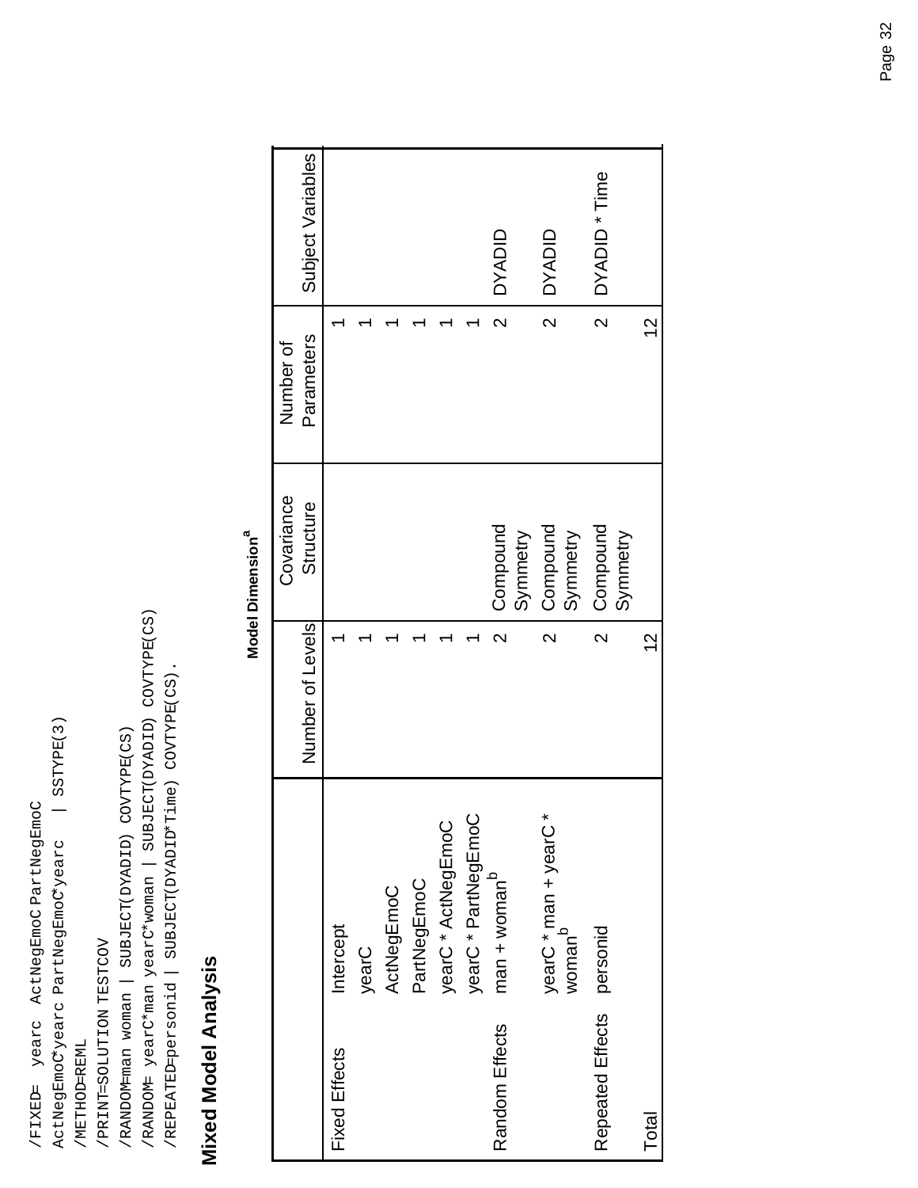```
/FIXED= yearc ActNegEmoC PartNegEmoC
ActNegEmoC*yearc PartNegEmoC*yearc | SSTYPE(3)
/METHOD=REML
/PRINT=SOLUTION TESTCOV
/RANDOM=man woman | SUBJECT(DYADID) COVTYPE(CS)
/RANDOM= yearC*man yearC*woman | SUBJECT(DYADID) COVTYPE(CS)
/REPEATED=personid | SUBJECT(DYADID*Time) COVTYPE(CS).
```

## Mixed Model Analysis

**Model Dimension[a]**

| | | Number of Levels | Covariance Structure | Number of Parameters | Subject Variables |
|---|---|---|---|---|---|
| Fixed Effects | Intercept | 1 | | 1 | |
| | yearC | 1 | | 1 | |
| | ActNegEmoC | 1 | | 1 | |
| | PartNegEmoC | 1 | | 1 | |
| | yearC * ActNegEmoC | 1 | | 1 | |
| | yearC * PartNegEmoC | 1 | | 1 | |
| Random Effects | man + woman[b] | 2 | Compound Symmetry | 2 | DYADID |
| | yearC * man + yearC * woman[b] | 2 | Compound Symmetry | 2 | DYADID |
| Repeated Effects | personid | 2 | Compound Symmetry | 2 | DYADID * Time |
| Total | | 12 | | 12 | |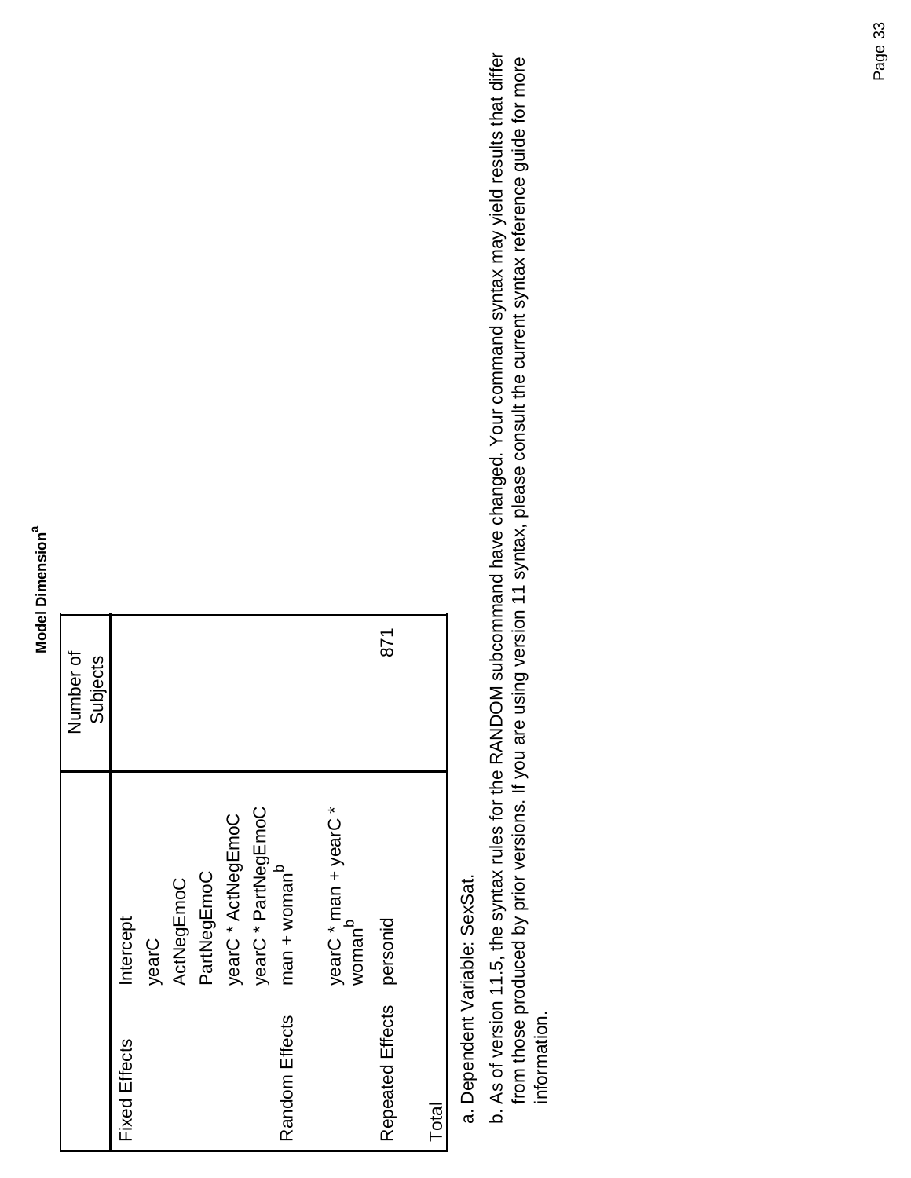## Model Dimension[a]

| | | Number of Subjects |
|---|---|---|
| Fixed Effects | Intercept | |
| | yearC | |
| | ActNegEmoC | |
| | PartNegEmoC | |
| | yearC * ActNegEmoC | |
| | yearC * PartNegEmoC | |
| Random Effects | man + woman[b] | |
| | yearC * man + yearC * woman[b] | |
| Repeated Effects | personid | 871 |
| Total | | |

a. Dependent Variable: SexSat.

b. As of version 11.5, the syntax rules for the RANDOM subcommand have changed. Your command syntax may yield results that differ from those produced by prior versions. If you are using version 11 syntax, please consult the current syntax reference guide for more information.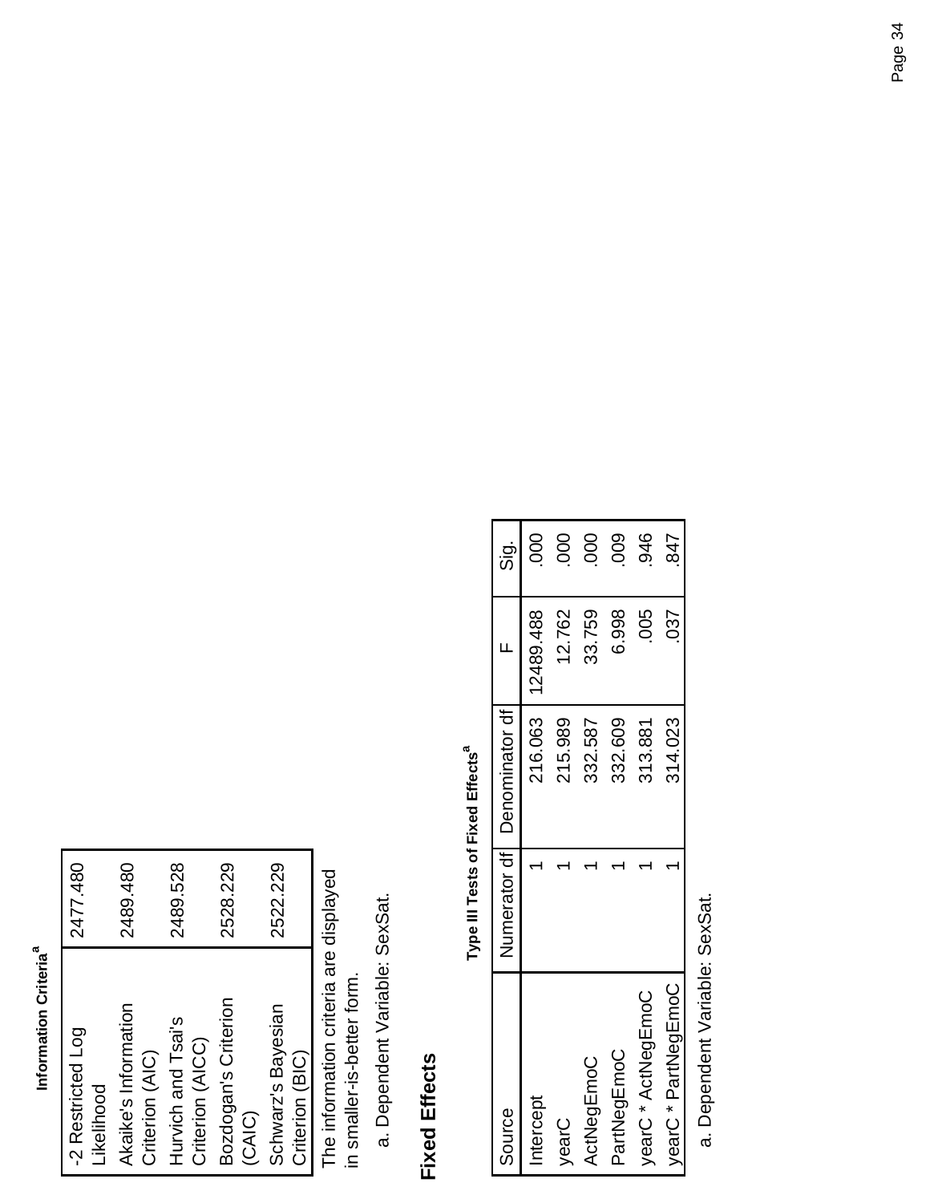**Information Criteria[a]**

| | |
|---|---|
| -2 Restricted Log Likelihood | 2477.480 |
| Akaike's Information Criterion (AIC) | 2489.480 |
| Hurvich and Tsai's Criterion (AICC) | 2489.528 |
| Bozdogan's Criterion (CAIC) | 2528.229 |
| Schwarz's Bayesian Criterion (BIC) | 2522.229 |

The information criteria are displayed in smaller-is-better form.

a. Dependent Variable: SexSat.

## Fixed Effects

**Type III Tests of Fixed Effects[a]**

| Source | Numerator df | Denominator df | F | Sig. |
|---|---|---|---|---|
| Intercept | 1 | 216.063 | 12489.488 | .000 |
| yearC | 1 | 215.989 | 12.762 | .000 |
| ActNegEmoC | 1 | 332.587 | 33.759 | .000 |
| PartNegEmoC | 1 | 332.609 | 6.998 | .009 |
| yearC * ActNegEmoC | 1 | 313.881 | .005 | .946 |
| yearC * PartNegEmoC | 1 | 314.023 | .037 | .847 |

a. Dependent Variable: SexSat.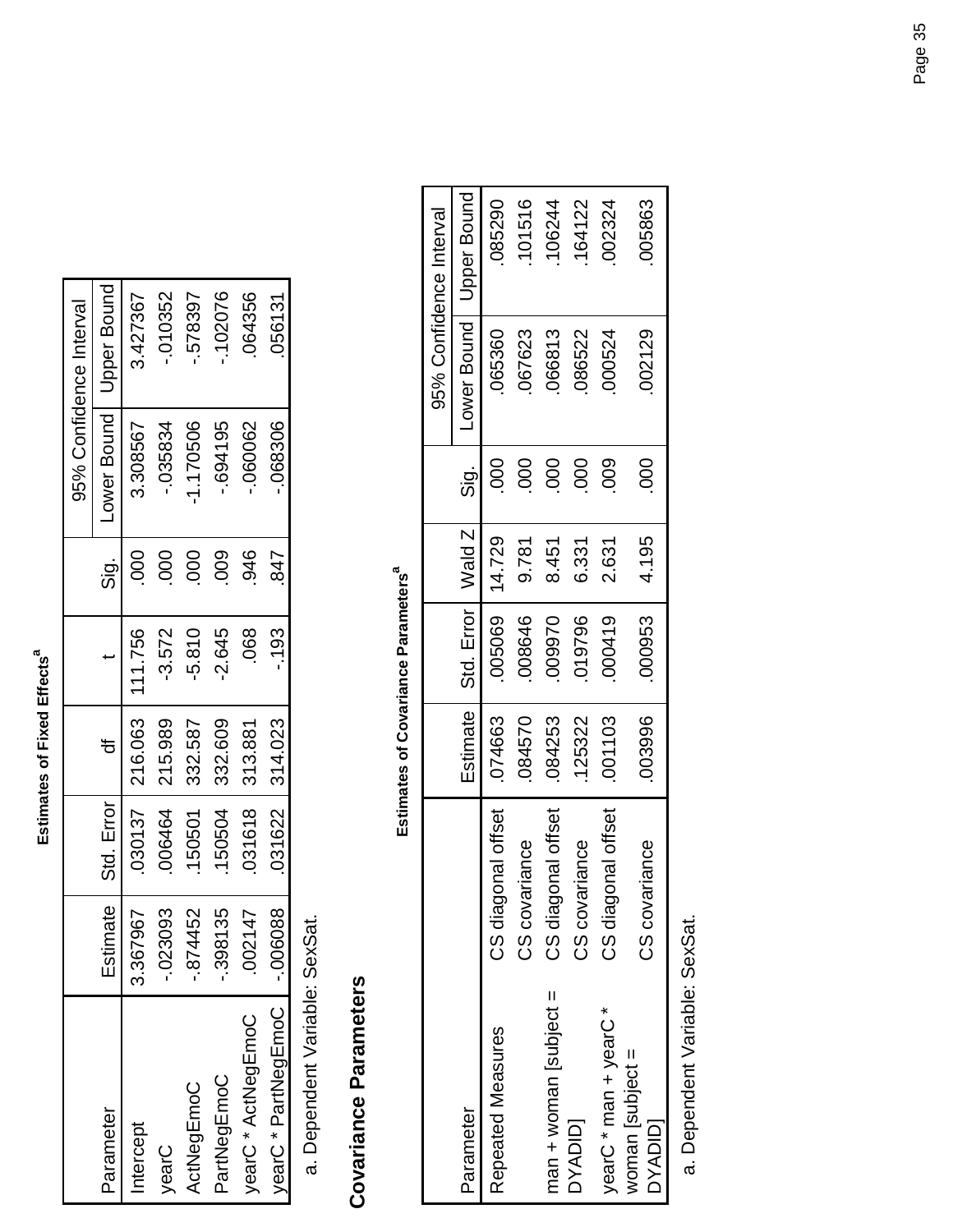**Estimates of Fixed Effects[a]**

| Parameter | Estimate | Std. Error | df | t | Sig. | 95% Confidence Interval | |
|---|---|---|---|---|---|---|---|
| | | | | | | Lower Bound | Upper Bound |
| Intercept | 3.367967 | .030137 | 216.063 | 111.756 | .000 | 3.308567 | 3.427367 |
| yearC | -.023093 | .006464 | 215.989 | -3.572 | .000 | -.035834 | -.010352 |
| ActNegEmoC | -.874452 | .150501 | 332.587 | -5.810 | .000 | -1.170506 | -.578397 |
| PartNegEmoC | -.398135 | .150504 | 332.609 | -2.645 | .009 | -.694195 | -.102076 |
| yearC * ActNegEmoC | .002147 | .031618 | 313.881 | .068 | .946 | -.060062 | .064356 |
| yearC * PartNegEmoC | -.006088 | .031622 | 314.023 | -.193 | .847 | -.068306 | .056131 |

a. Dependent Variable: SexSat.

## Covariance Parameters

**Estimates of Covariance Parameters[a]**

| Parameter | | Estimate | Std. Error | Wald Z | Sig. | 95% Confidence Interval | |
|---|---|---|---|---|---|---|---|
| | | | | | | Lower Bound | Upper Bound |
| Repeated Measures | CS diagonal offset | .074663 | .005069 | 14.729 | .000 | .065360 | .085290 |
| | CS covariance | .084570 | .008646 | 9.781 | .000 | .067623 | .101516 |
| man + woman [subject = DYADID] | CS diagonal offset | .084253 | .009970 | 8.451 | .000 | .066813 | .106244 |
| | CS covariance | .125322 | .019796 | 6.331 | .000 | .086522 | .164122 |
| yearC * man + yearC * woman [subject = DYADID] | CS diagonal offset | .001103 | .000419 | 2.631 | .009 | .000524 | .002324 |
| | CS covariance | .003996 | .000953 | 4.195 | .000 | .002129 | .005863 |

a. Dependent Variable: SexSat.